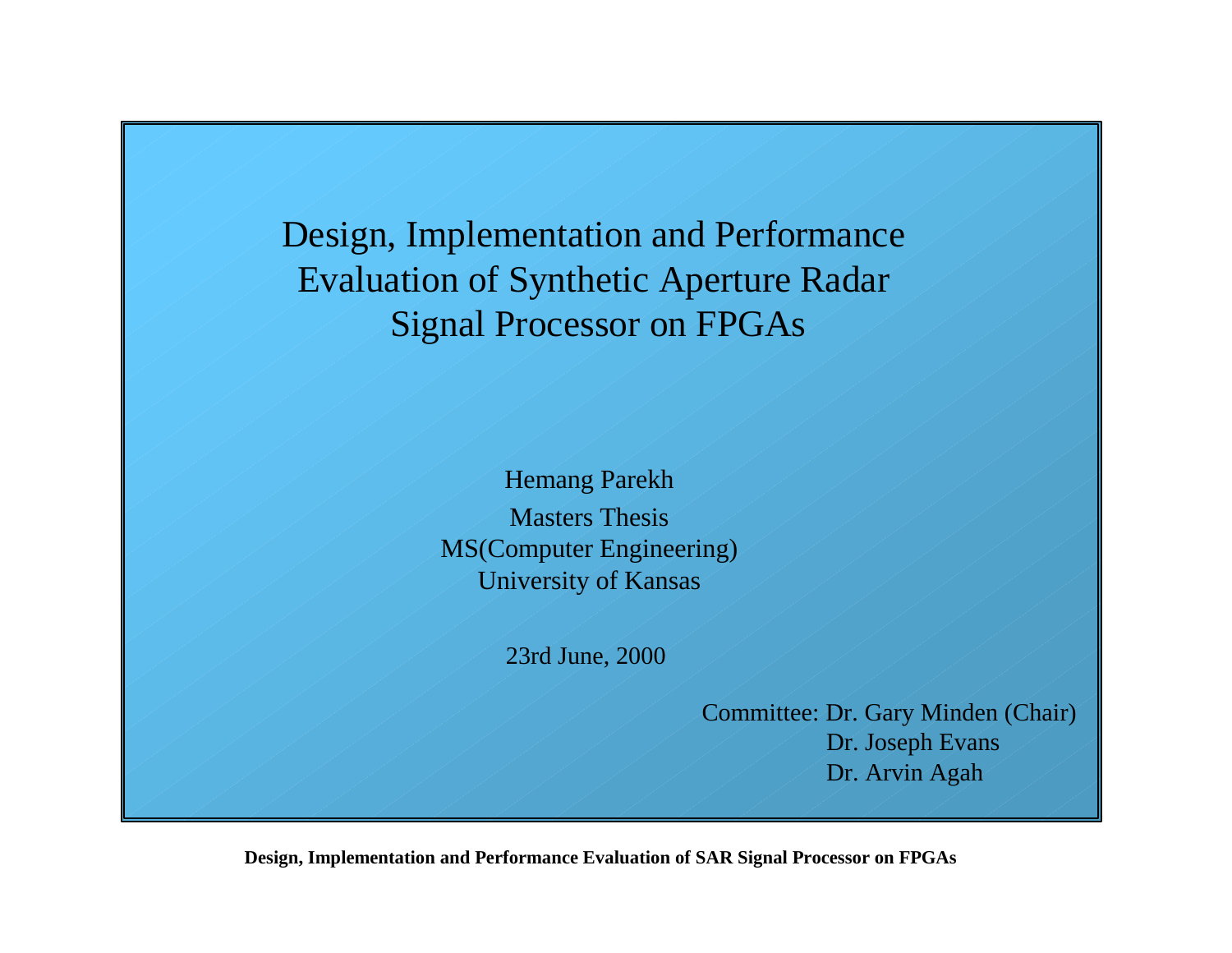# Design, Implementation and Performance Evaluation of Synthetic Aperture Radar Signal Processor on FPGAs

Hemang Parekh

Masters Thesis

MS(Computer Engineering)

University of Kansas

23rd June, 2000

Committee: Dr. Gary Minden (Chair)

Dr. Joseph Evans

Dr. Arvin Agah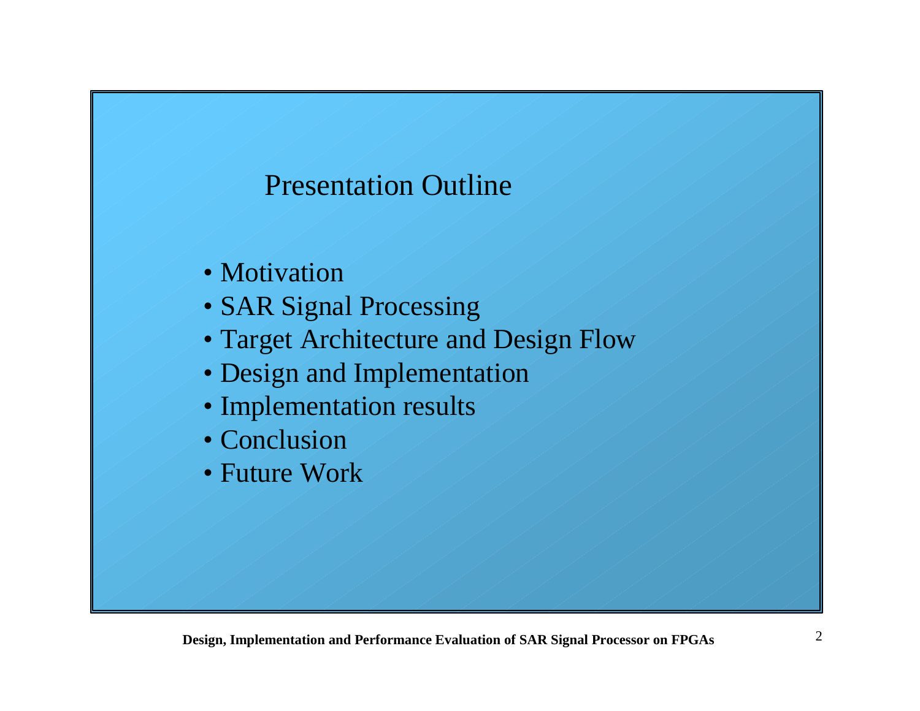## Presentation Outline

- Motivation
- SAR Signal Processing
- Target Architecture and Design Flow
- Design and Implementation
- Implementation results
- Conclusion
- Future Work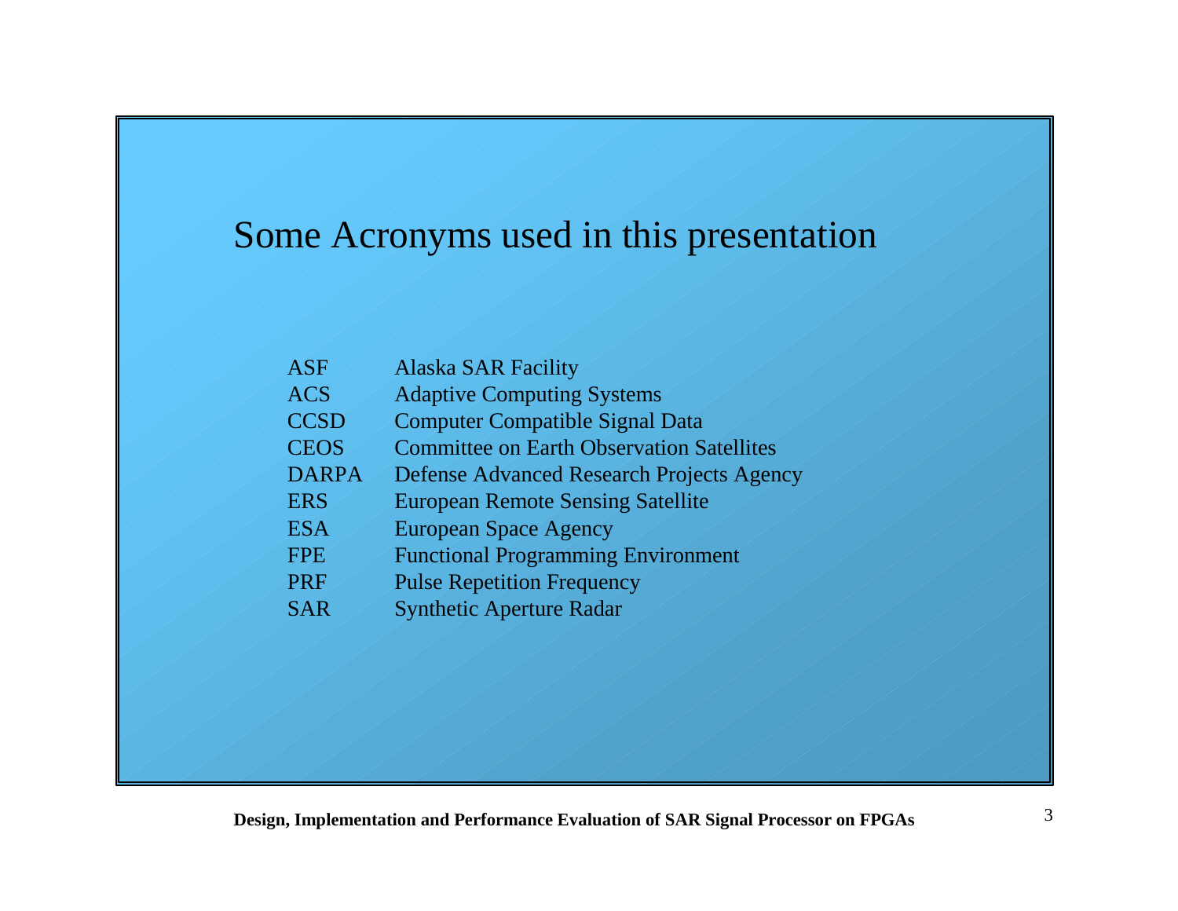# Some Acronyms used in this presentation

| | |
|---|---|
| ASF | Alaska SAR Facility |
| ACS | Adaptive Computing Systems |
| CCSD | Computer Compatible Signal Data |
| CEOS | Committee on Earth Observation Satellites |
| DARPA | Defense Advanced Research Projects Agency |
| ERS | European Remote Sensing Satellite |
| ESA | European Space Agency |
| FPE | Functional Programming Environment |
| PRF | Pulse Repetition Frequency |
| SAR | Synthetic Aperture Radar |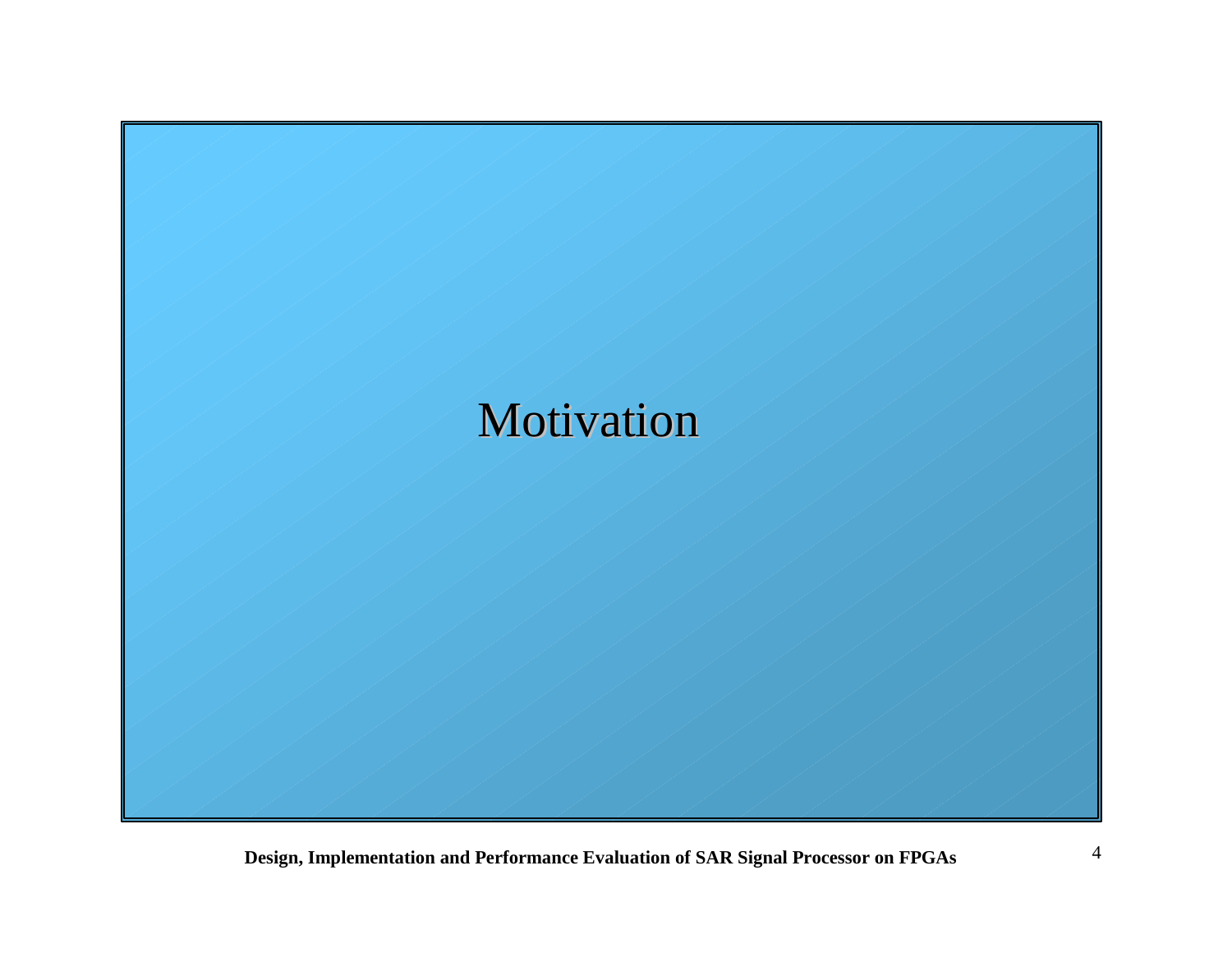# Motivation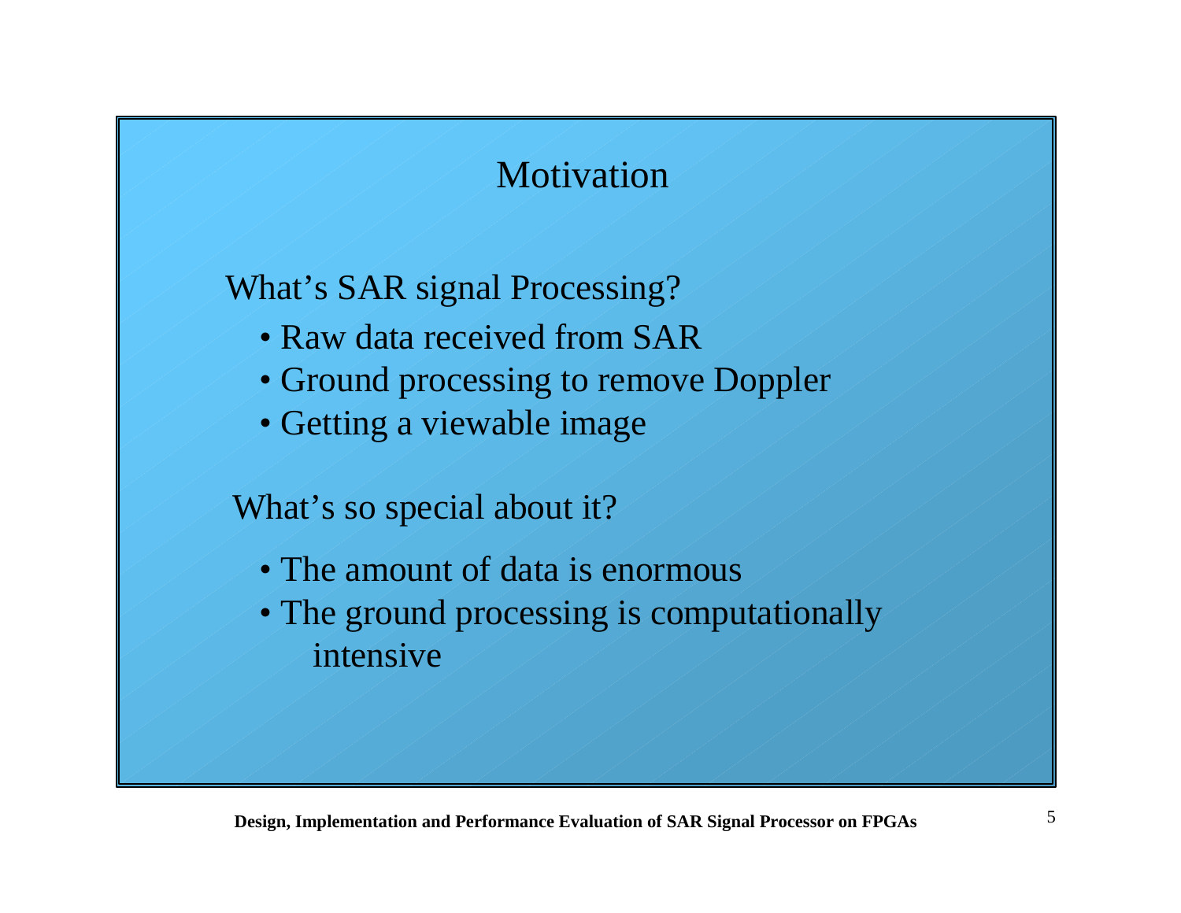# Motivation

What's SAR signal Processing?

- Raw data received from SAR
- Ground processing to remove Doppler
- Getting a viewable image

What's so special about it?

- The amount of data is enormous
- The ground processing is computationally intensive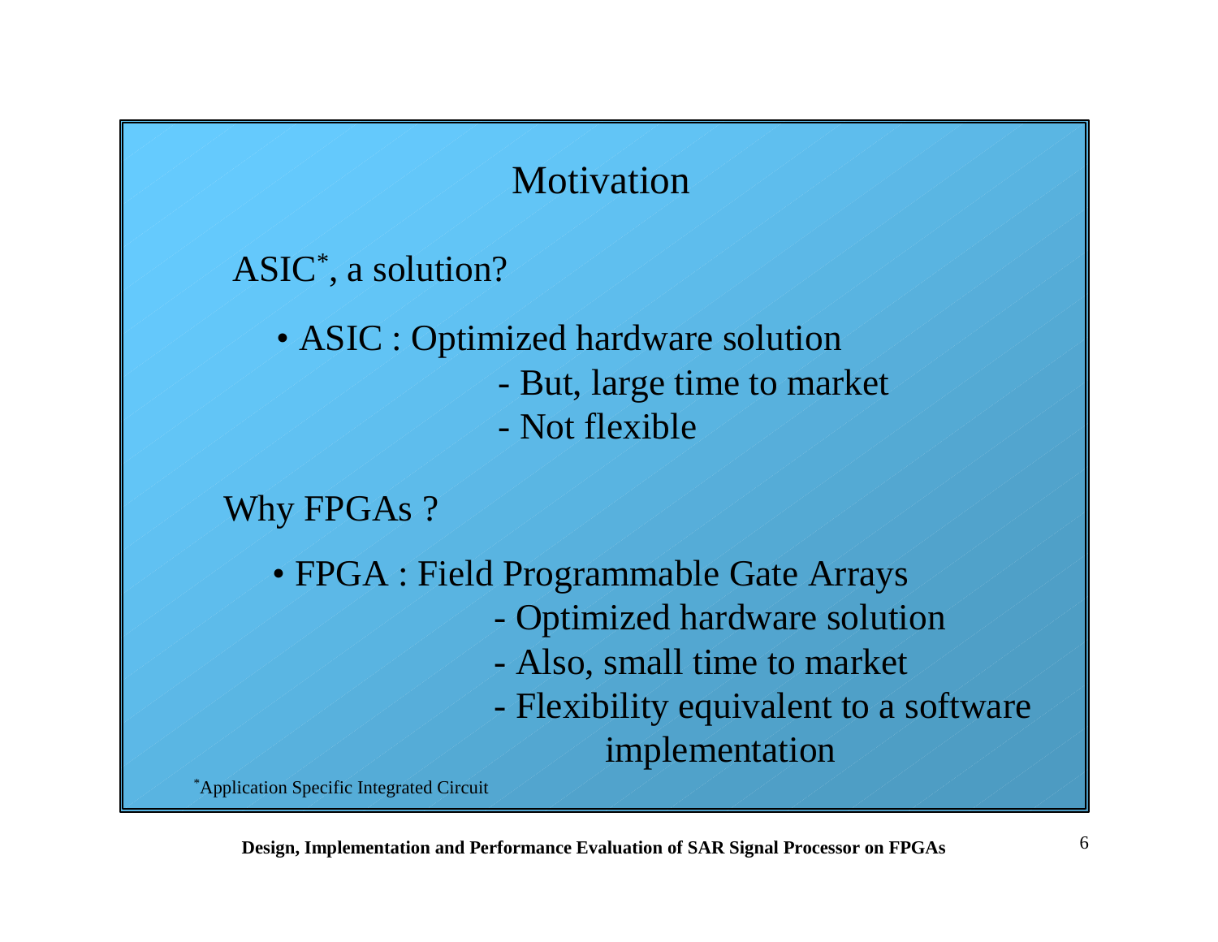# Motivation

ASIC*, a solution?

- ASIC : Optimized hardware solution
  - But, large time to market
  - Not flexible

Why FPGAs ?

- FPGA : Field Programmable Gate Arrays
  - Optimized hardware solution
  - Also, small time to market
  - Flexibility equivalent to a software implementation

*Application Specific Integrated Circuit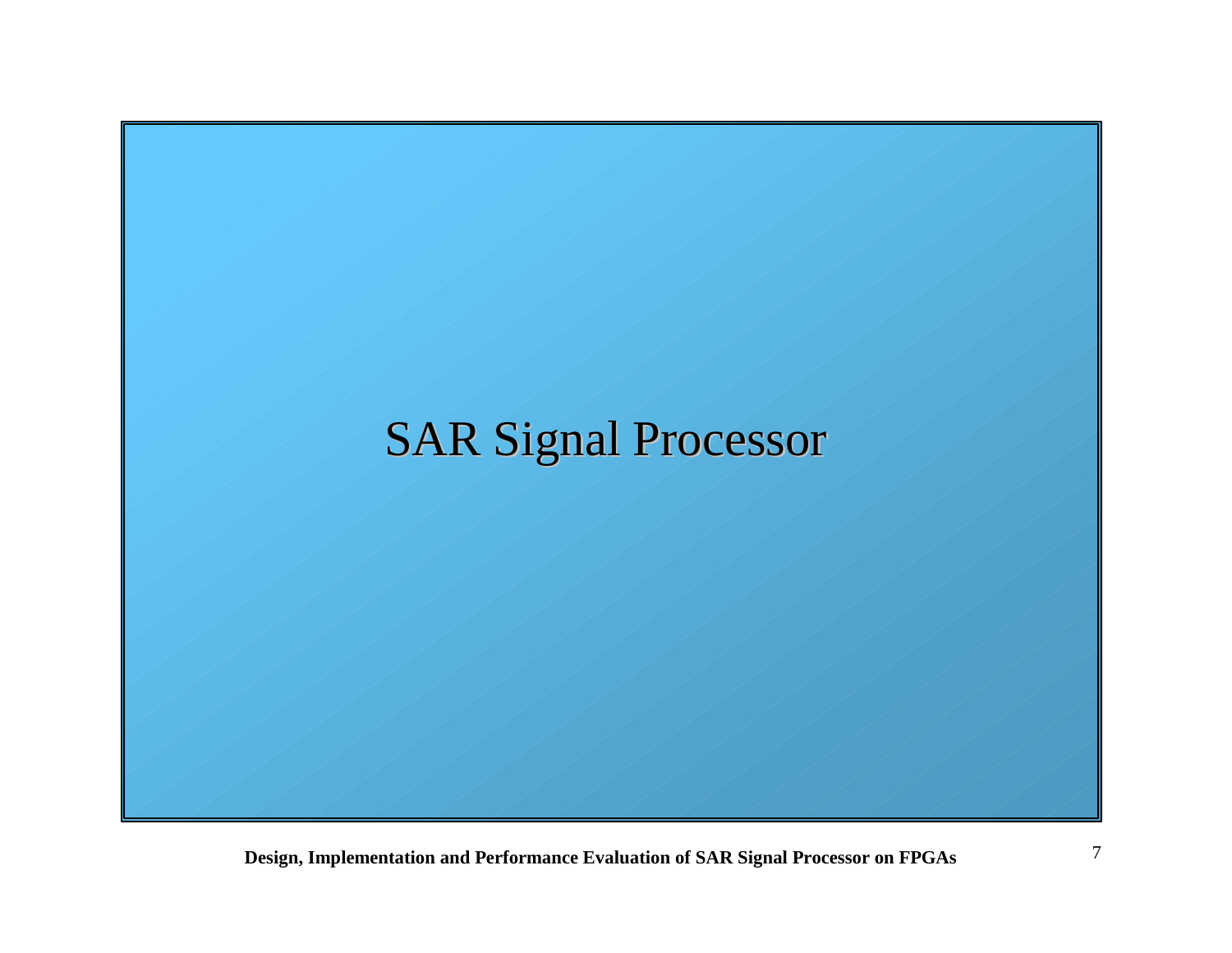# SAR Signal Processor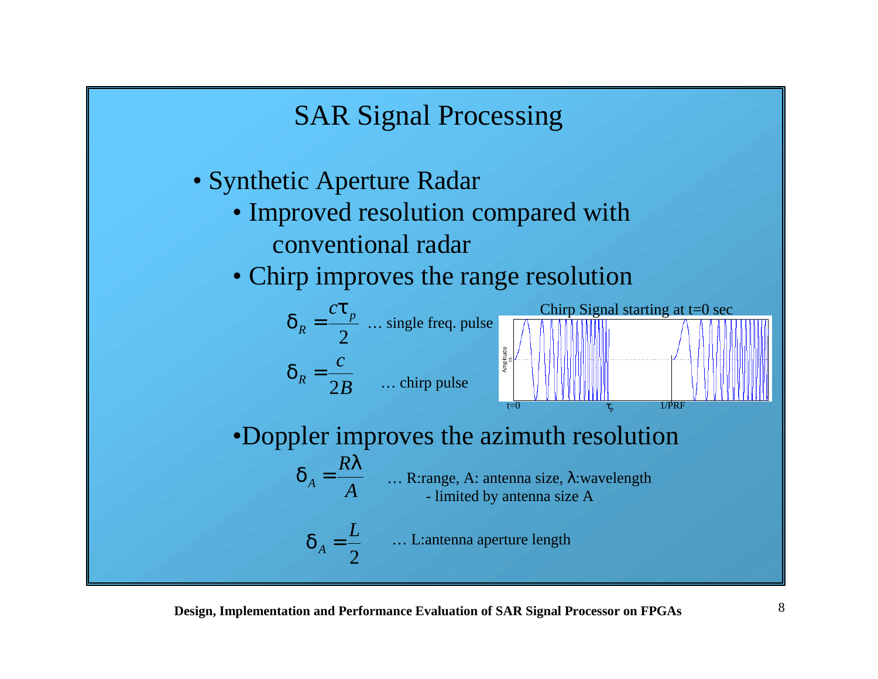# SAR Signal Processing

- Synthetic Aperture Radar
  - Improved resolution compared with conventional radar
  - Chirp improves the range resolution

$$\delta_R = \frac{c\tau_p}{2}$$ … single freq. pulse

$$\delta_R = \frac{c}{2B}$$ … chirp pulse

Chirp Signal starting at t=0 sec

Amplitude

0

t=0

$\tau_p$

1/PRF

- Doppler improves the azimuth resolution

$$\delta_A = \frac{R\lambda}{A}$$ … R:range, A: antenna size, $\lambda$:wavelength
- limited by antenna size A

$$\delta_A = \frac{L}{2}$$ … L:antenna aperture length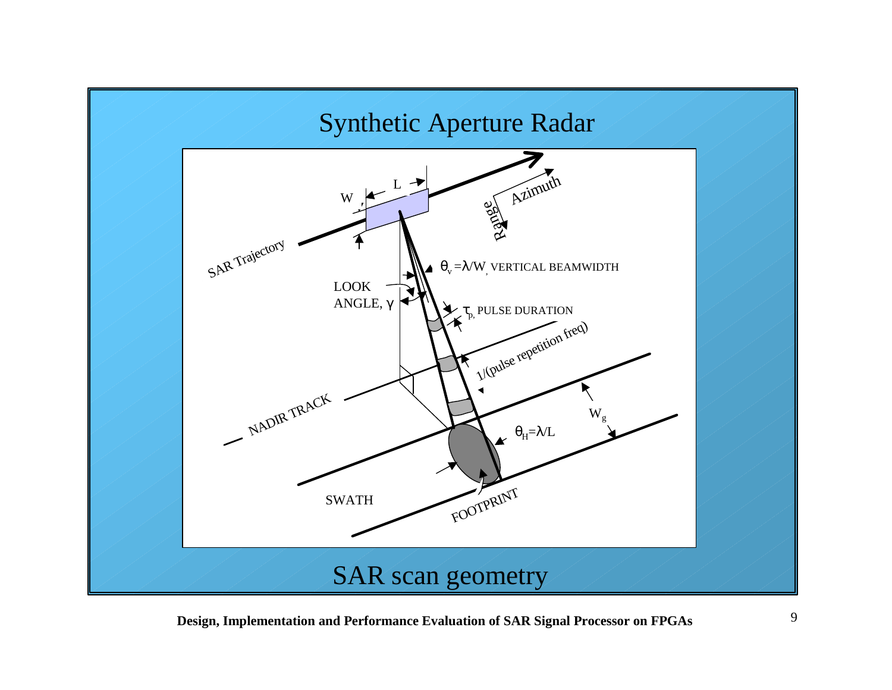# Synthetic Aperture Radar

SAR Trajectory

W

L

Range

Azimuth

$\theta_v = \lambda/W$, VERTICAL BEAMWIDTH

LOOK ANGLE, $\gamma$

$\tau_p$, PULSE DURATION

1/(pulse repetition freq)

NADIR TRACK

$W_g$

$\theta_H = \lambda/L$

SWATH

FOOTPRINT

SAR scan geometry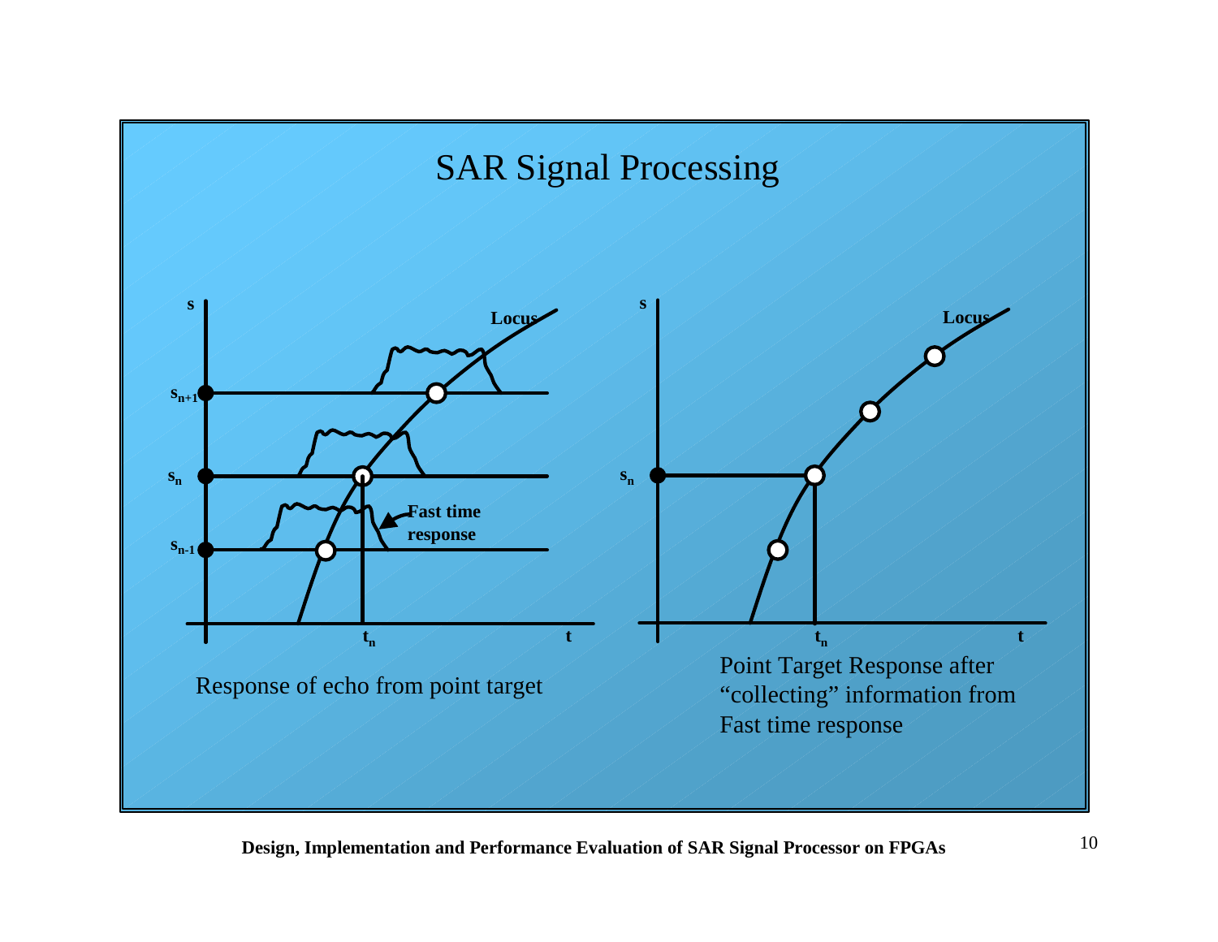# SAR Signal Processing

s

Locus

$s_{n+1}$

$s_n$

Fast time response

$s_{n-1}$

$t_n$

t

Response of echo from point target

s

Locus

$s_n$

$t_n$

t

Point Target Response after "collecting" information from Fast time response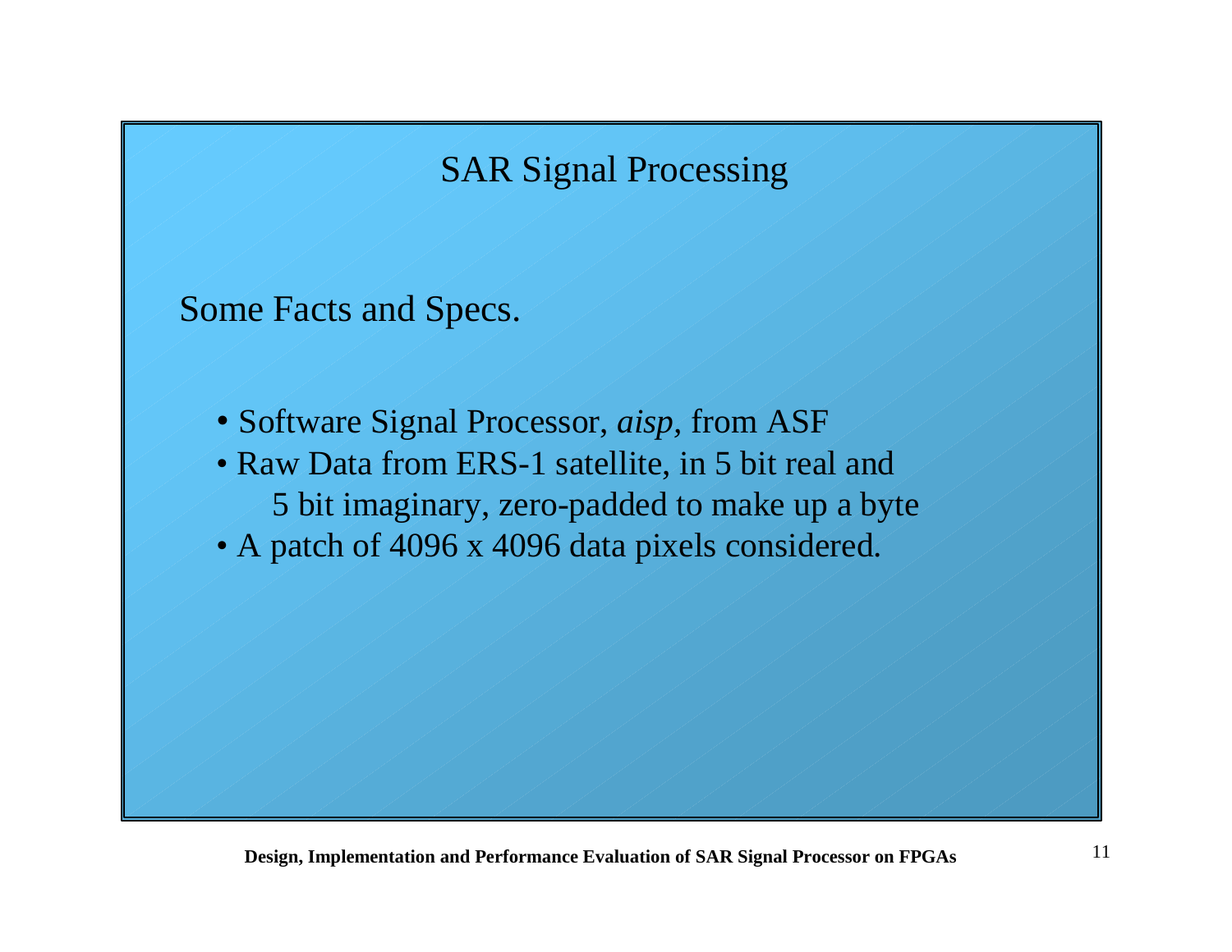# SAR Signal Processing

Some Facts and Specs.

- Software Signal Processor, *aisp,* from ASF
- Raw Data from ERS-1 satellite, in 5 bit real and 5 bit imaginary, zero-padded to make up a byte
- A patch of 4096 x 4096 data pixels considered.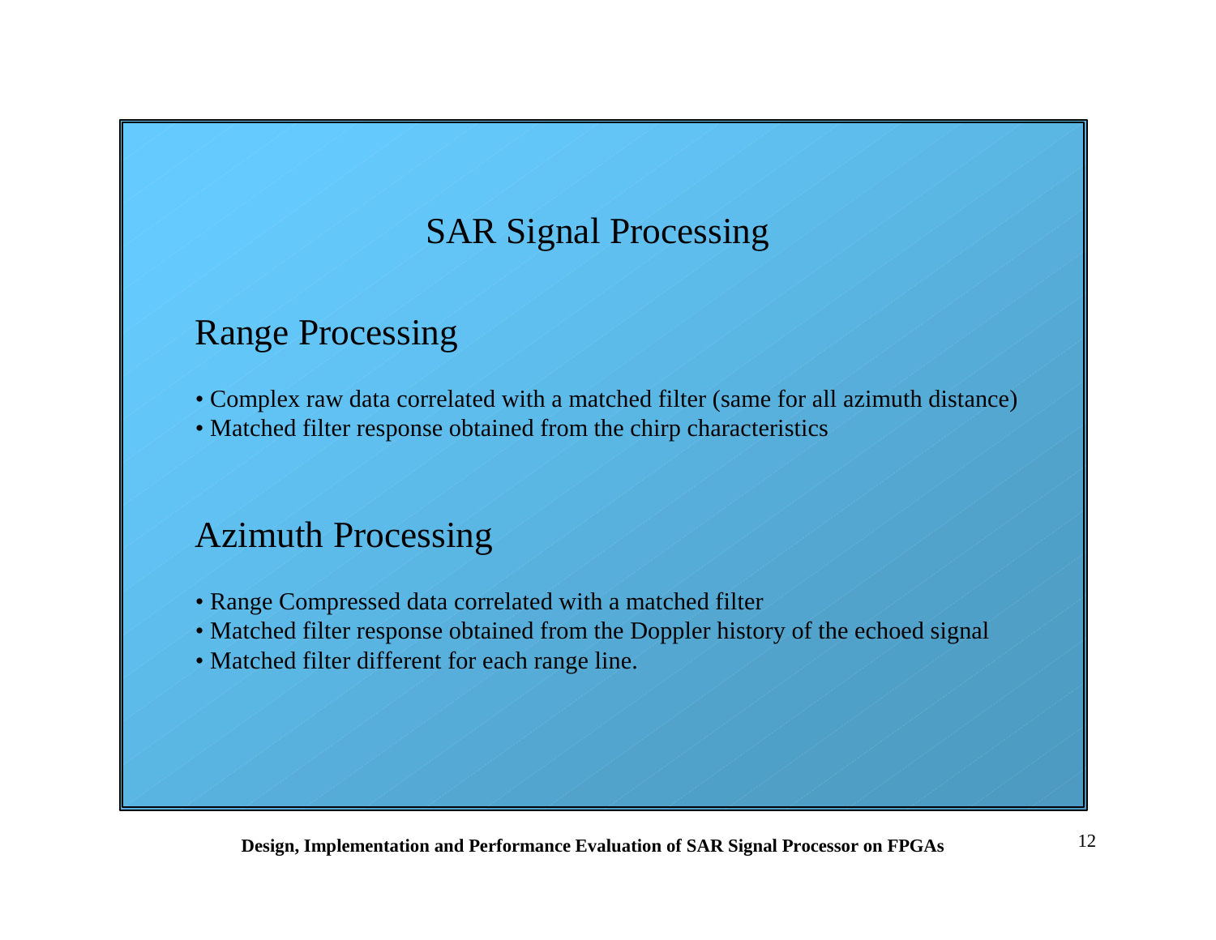# SAR Signal Processing

## Range Processing

- Complex raw data correlated with a matched filter (same for all azimuth distance)
- Matched filter response obtained from the chirp characteristics

## Azimuth Processing

- Range Compressed data correlated with a matched filter
- Matched filter response obtained from the Doppler history of the echoed signal
- Matched filter different for each range line.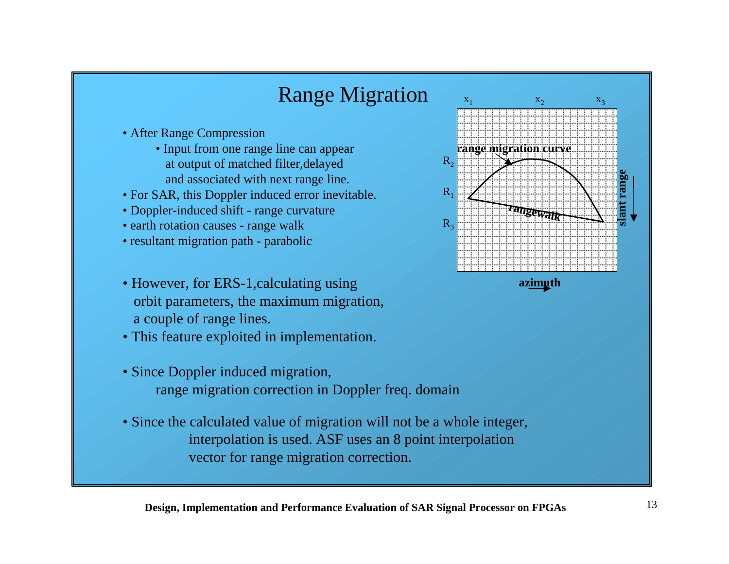# Range Migration

- After Range Compression
  - Input from one range line can appear at output of matched filter, delayed and associated with next range line.
- For SAR, this Doppler induced error inevitable.
- Doppler-induced shift - range curvature
- earth rotation causes - range walk
- resultant migration path - parabolic

- However, for ERS-1, calculating using orbit parameters, the maximum migration, a couple of range lines.
- This feature exploited in implementation.

- Since Doppler induced migration, range migration correction in Doppler freq. domain

- Since the calculated value of migration will not be a whole integer, interpolation is used. ASF uses an 8 point interpolation vector for range migration correction.

$x_1$
$x_2$
$x_3$
$R_2$
$R_1$
$R_3$
**range migration curve**
**rangewalk**
**slant range**
**azimuth**

**Design, Implementation and Performance Evaluation of SAR Signal Processor on FPGAs**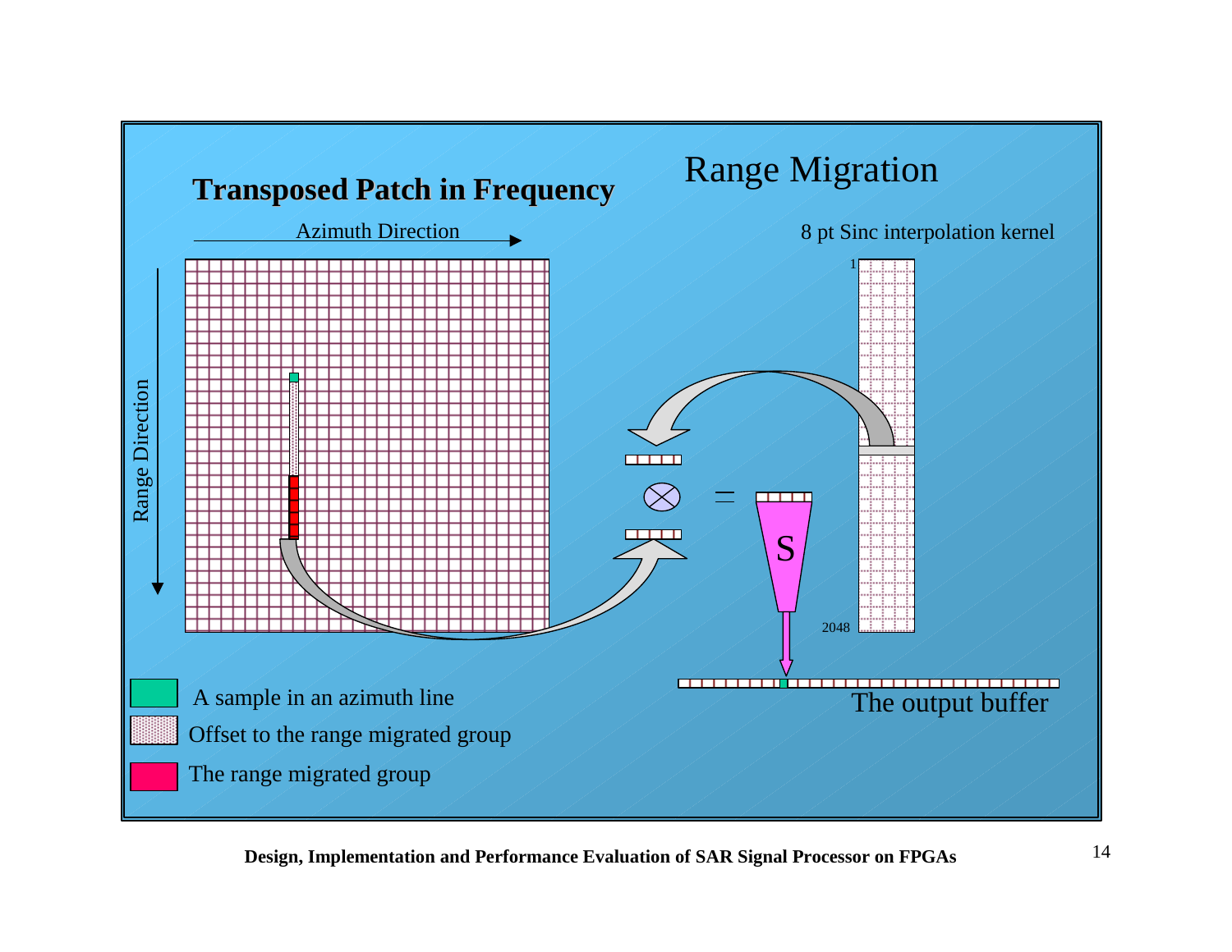# Range Migration

**Transposed Patch in Frequency**

Azimuth Direction

Range Direction

8 pt Sinc interpolation kernel

1

2048

S

The output buffer

A sample in an azimuth line

Offset to the range migrated group

The range migrated group

**Design, Implementation and Performance Evaluation of SAR Signal Processor on FPGAs**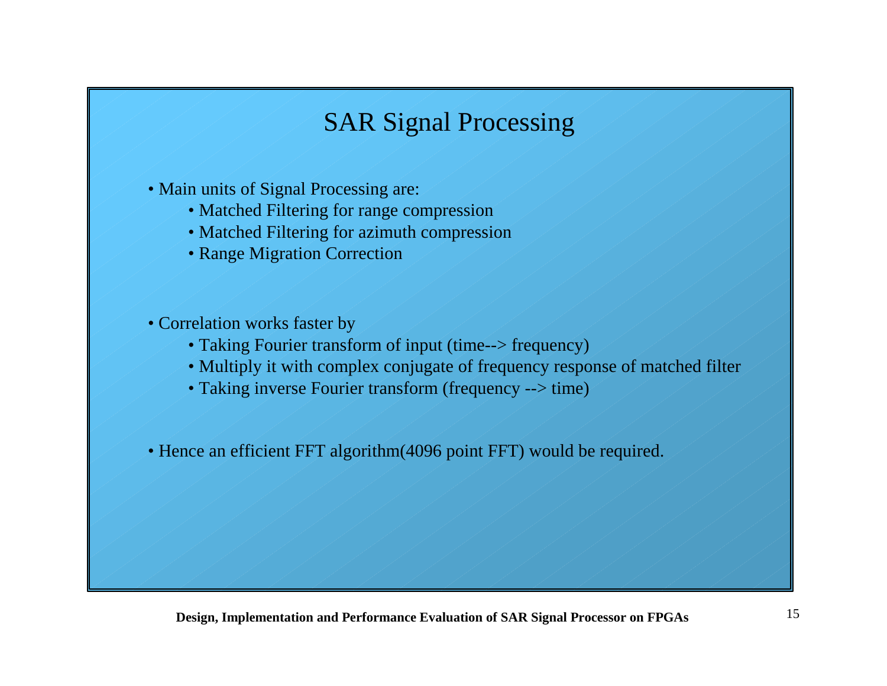# SAR Signal Processing

- Main units of Signal Processing are:
  - Matched Filtering for range compression
  - Matched Filtering for azimuth compression
  - Range Migration Correction

- Correlation works faster by
  - Taking Fourier transform of input (time--> frequency)
  - Multiply it with complex conjugate of frequency response of matched filter
  - Taking inverse Fourier transform (frequency --> time)

- Hence an efficient FFT algorithm(4096 point FFT) would be required.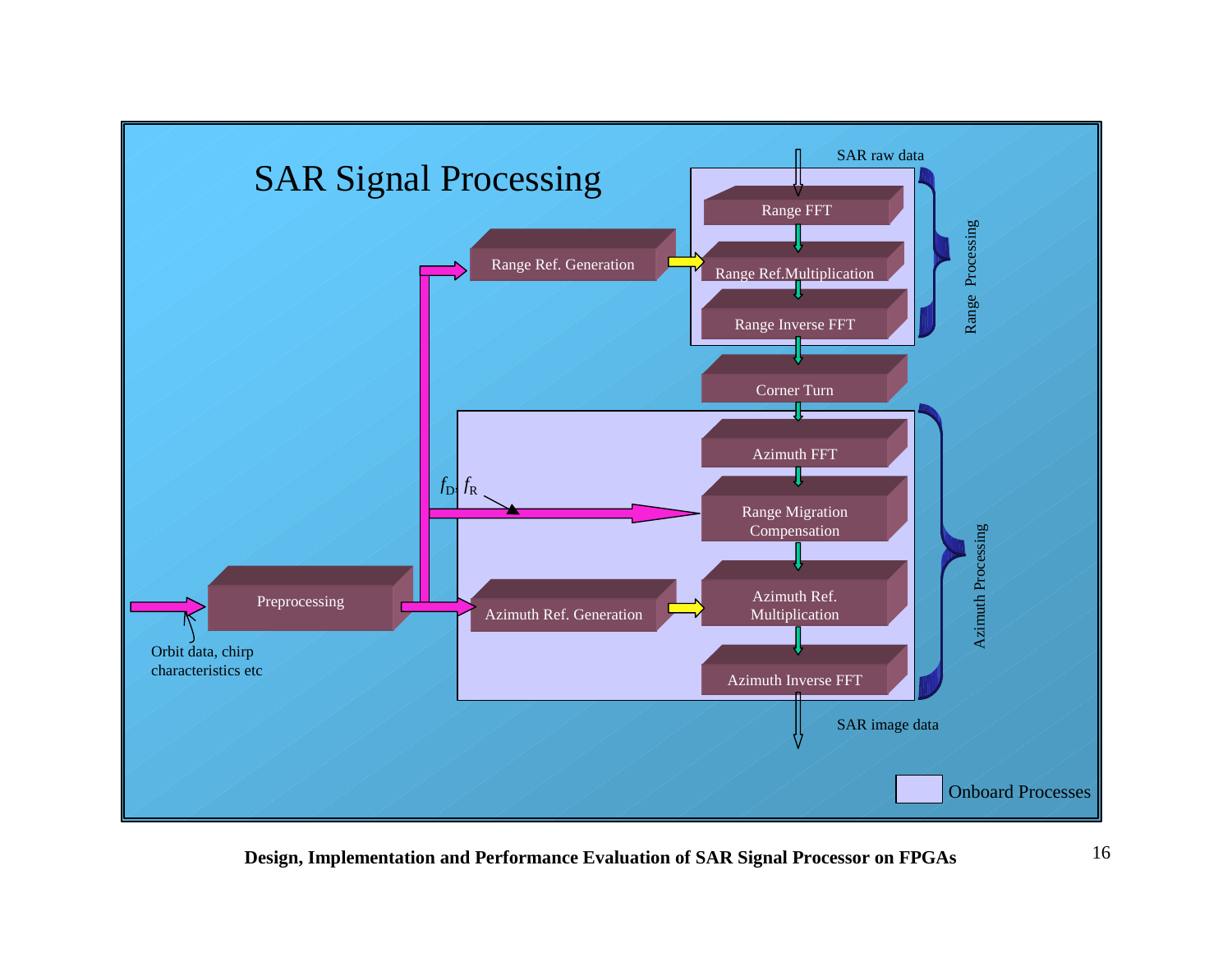# SAR Signal Processing

SAR raw data

Range FFT

Range Ref. Generation

Range Ref.Multiplication

Range Inverse FFT

Range Processing

Corner Turn

Azimuth FFT

$f_D$, $f_R$

Range Migration Compensation

Preprocessing

Azimuth Ref. Generation

Azimuth Ref. Multiplication

Azimuth Processing

Azimuth Inverse FFT

Orbit data, chirp characteristics etc

SAR image data

Onboard Processes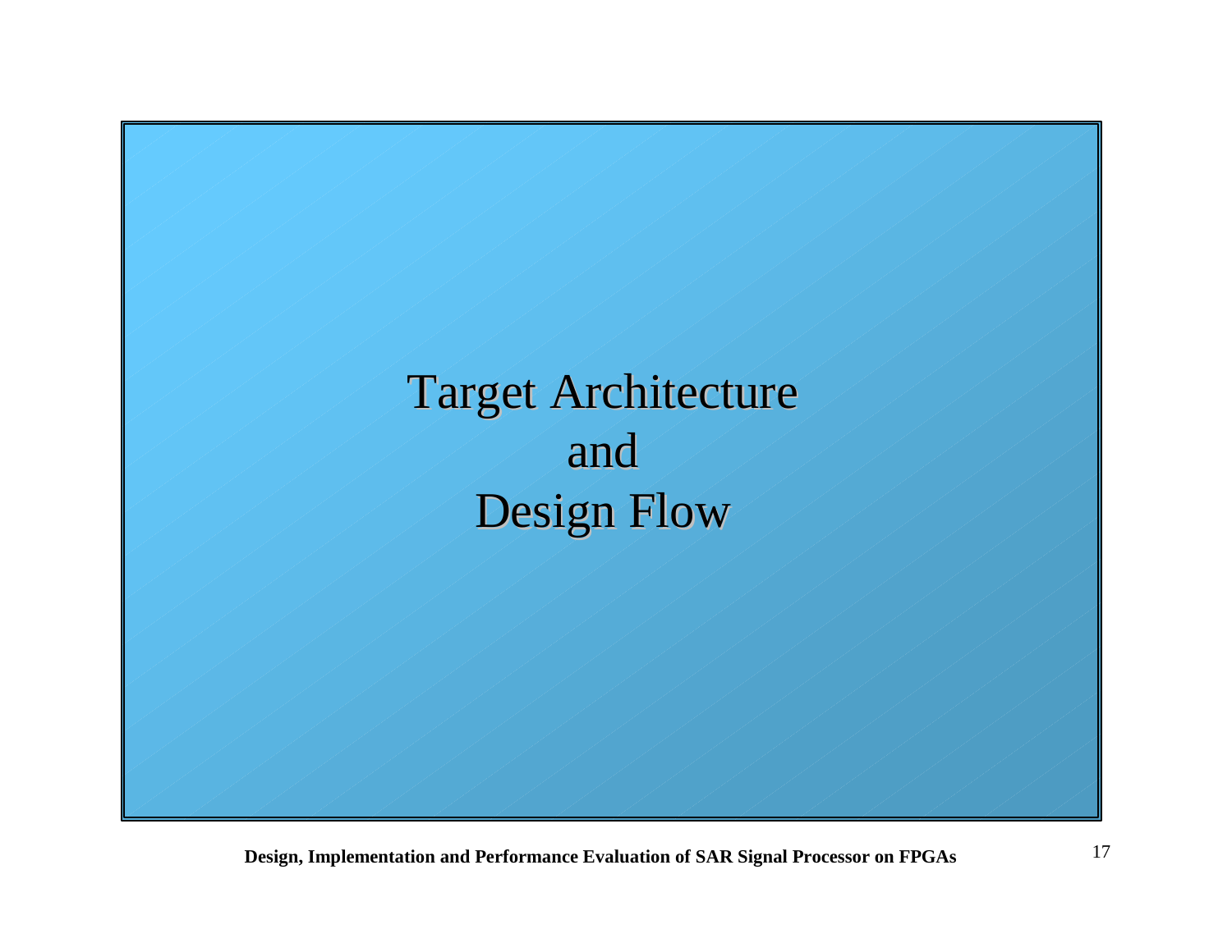# Target Architecture and Design Flow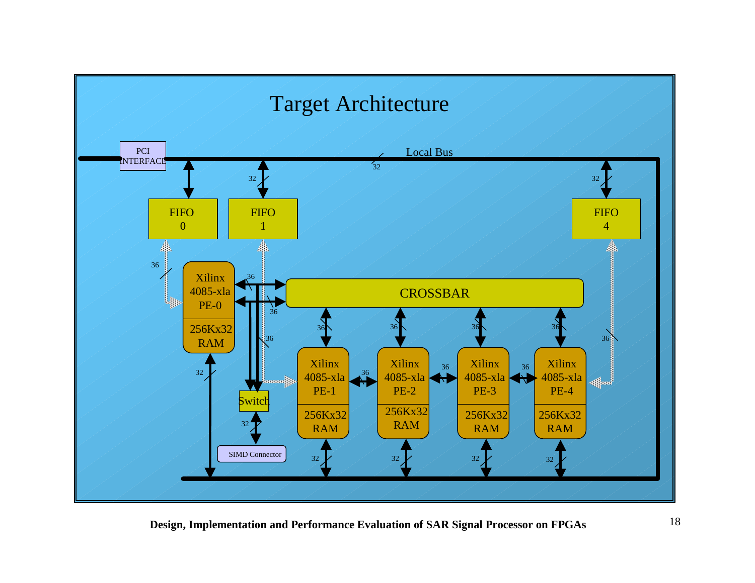# Target Architecture

PCI INTERFACE

Local Bus

32

32

32

FIFO 0

FIFO 1

FIFO 4

36

36

36

36

Xilinx 4085-xla PE-0

256Kx32 RAM

CROSSBAR

36

36

36

36

36

36

36

36

Xilinx 4085-xla PE-1

256Kx32 RAM

Xilinx 4085-xla PE-2

256Kx32 RAM

Xilinx 4085-xla PE-3

256Kx32 RAM

Xilinx 4085-xla PE-4

256Kx32 RAM

32

Switch

32

SIMD Connector

32

32

32

32

Design, Implementation and Performance Evaluation of SAR Signal Processor on FPGAs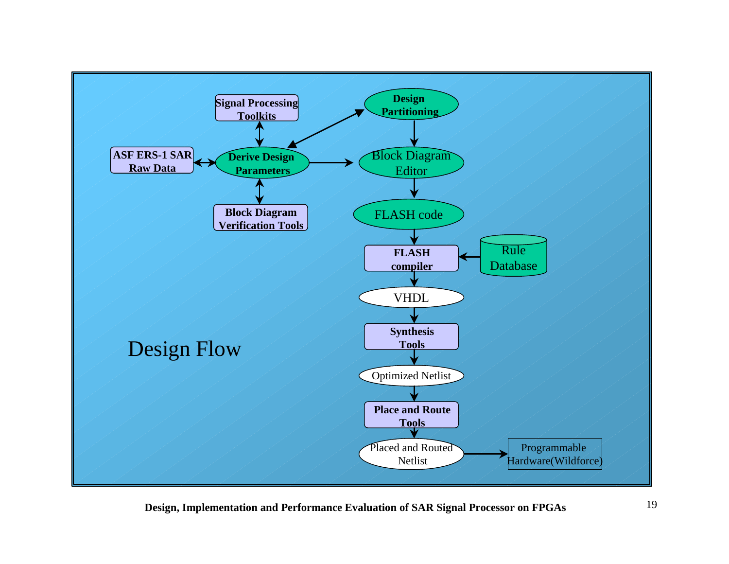# Design Flow

Signal Processing Toolkits

ASF ERS-1 SAR Raw Data

Derive Design Parameters

Block Diagram Verification Tools

Design Partitioning

Block Diagram Editor

FLASH code

FLASH compiler

Rule Database

VHDL

Synthesis Tools

Optimized Netlist

Place and Route Tools

Placed and Routed Netlist

Programmable Hardware(Wildforce)

**Design, Implementation and Performance Evaluation of SAR Signal Processor on FPGAs**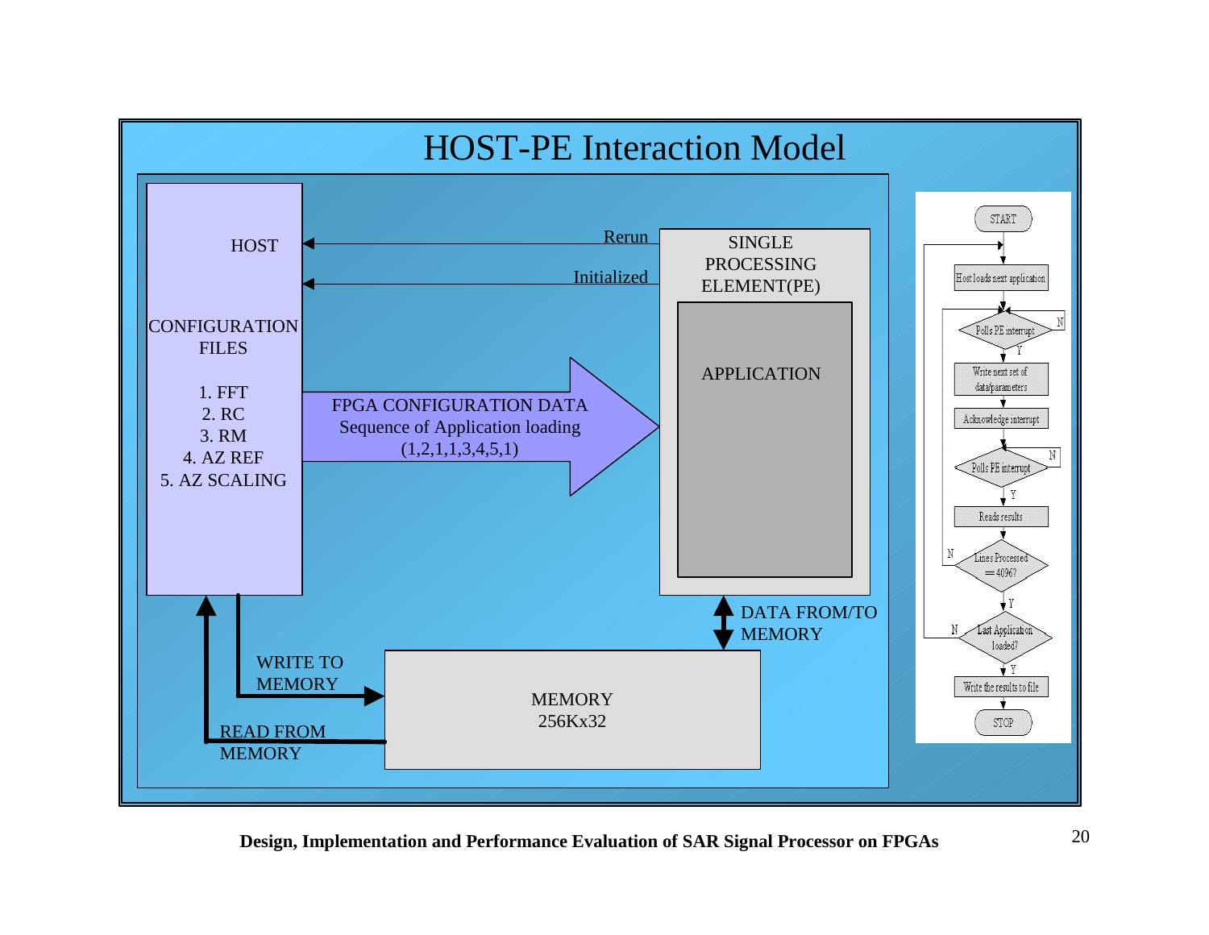# HOST-PE Interaction Model

HOST

CONFIGURATION FILES

1. FFT
2. RC
3. RM
4. AZ REF
5. AZ SCALING

Rerun

Initialized

SINGLE PROCESSING ELEMENT(PE)

APPLICATION

FPGA CONFIGURATION DATA
Sequence of Application loading
(1,2,1,1,3,4,5,1)

DATA FROM/TO MEMORY

WRITE TO MEMORY

READ FROM MEMORY

MEMORY
256Kx32

START

Host loads next application

Polls PE interrupt

N

Y

Write next set of data/parameters

Acknowledge interrupt

Polls PE interrupt

N

Y

Reads results

Lines Processed = 4096?

N

Y

Last Application loaded?

N

Y

Write the results to file

STOP

**Design, Implementation and Performance Evaluation of SAR Signal Processor on FPGAs**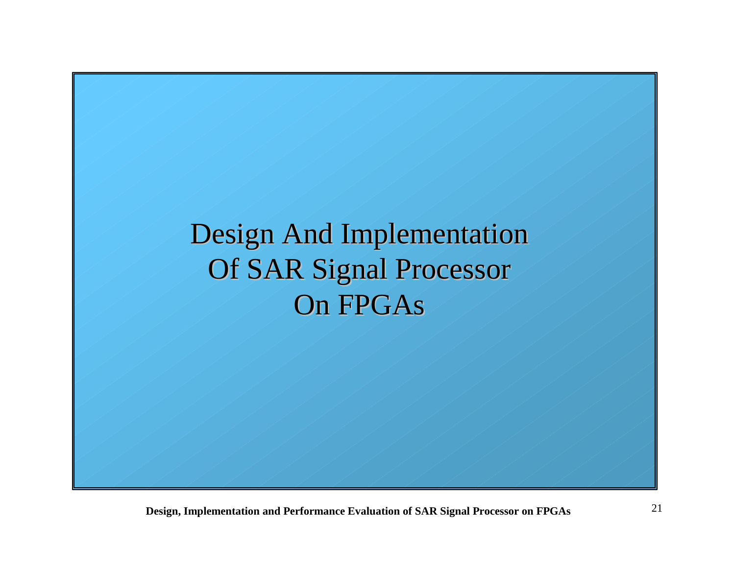# Design And Implementation Of SAR Signal Processor On FPGAs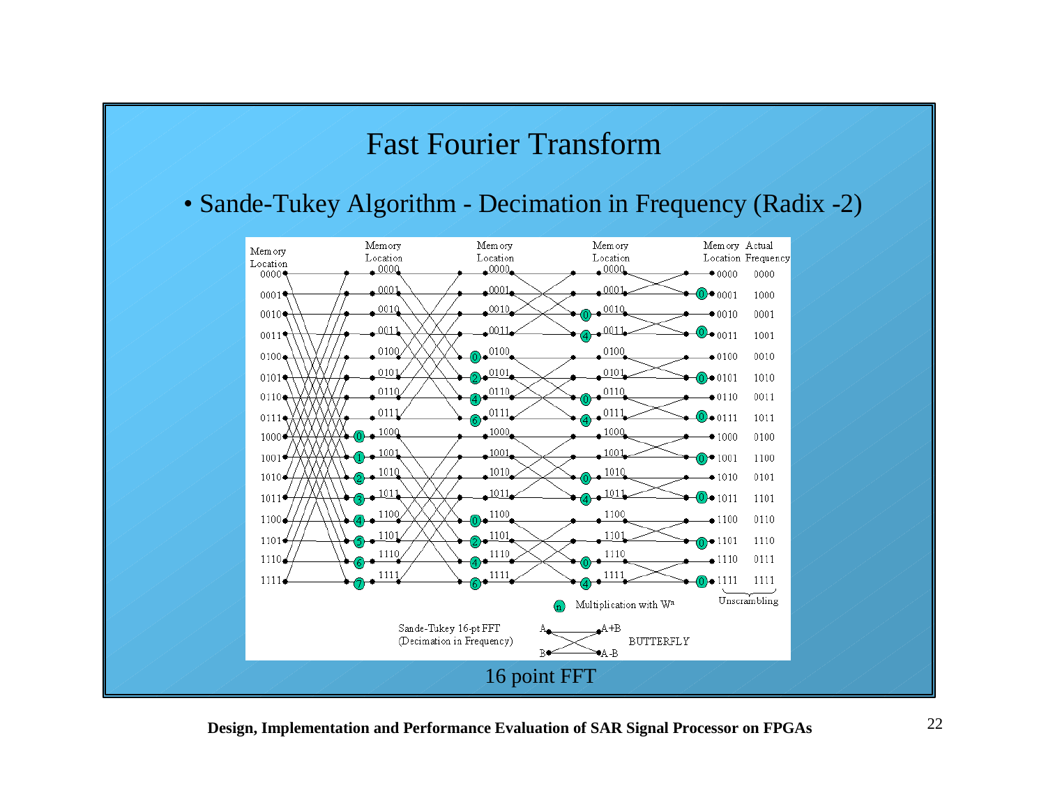# Fast Fourier Transform

- Sande-Tukey Algorithm - Decimation in Frequency (Radix -2)

Memory Location

0000
0001
0010
0011
0100
0101
0110
0111
1000
1001
1010
1011
1100
1101
1110
1111

Memory Location

Memory Location

Memory Location

Memory Location

Actual Frequency

0000
1000
0001
1001
0010
1010
0011
1011
0100
1100
0101
1101
0110
1110
0111
1111

Unscrambling

Multiplication with $W^n$

Sande-Tukey 16-pt FFT (Decimation in Frequency)

A
B
A+B
A-B
BUTTERFLY

16 point FFT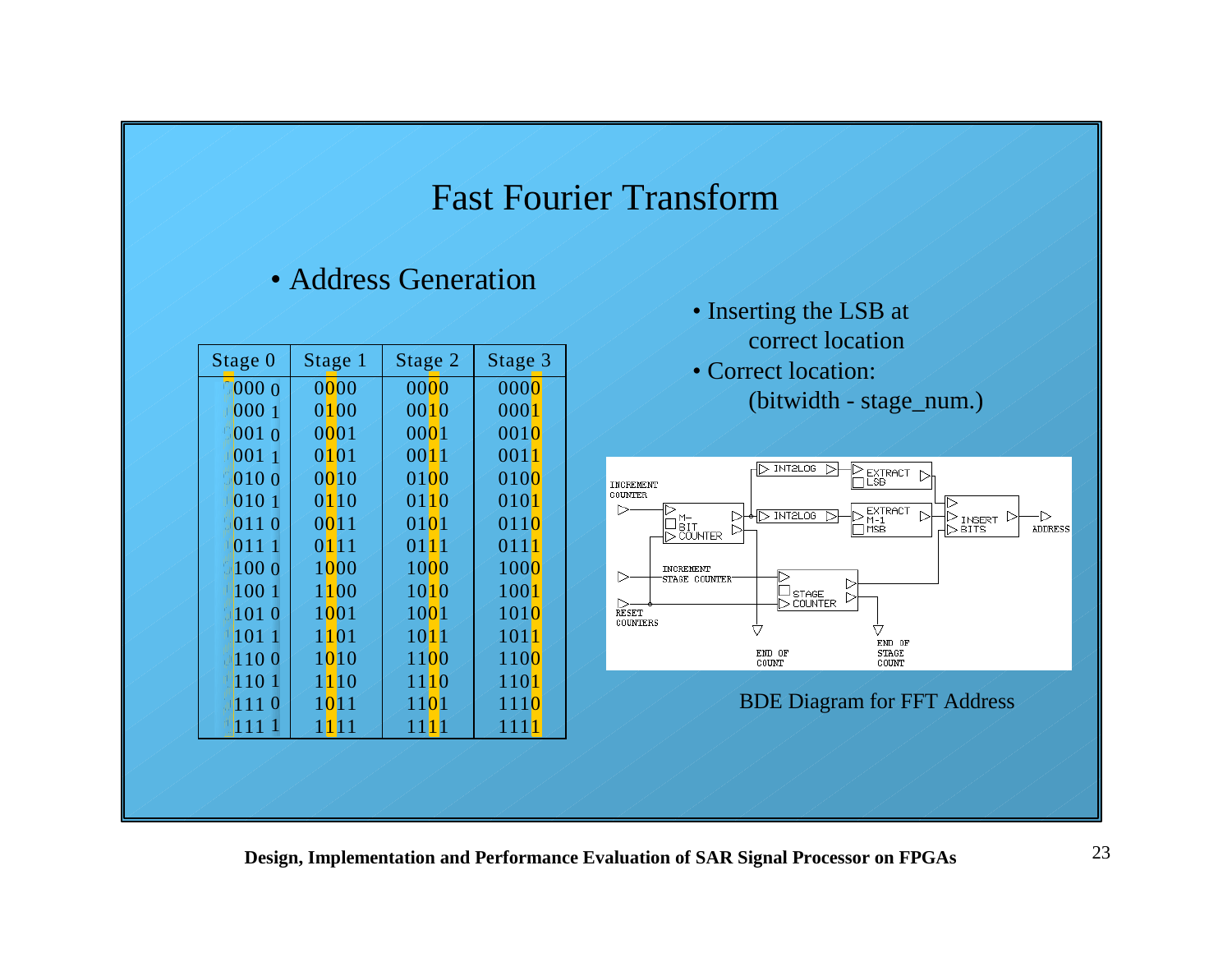# Fast Fourier Transform

- Address Generation

| Stage 0 | Stage 1 | Stage 2 | Stage 3 |
|---|---|---|---|
| 000 0 | 0000 | 0000 | 0000 |
| 000 1 | 0100 | 0010 | 0001 |
| 001 0 | 0001 | 0001 | 0010 |
| 001 1 | 0101 | 0011 | 0011 |
| 010 0 | 0010 | 0100 | 0100 |
| 010 1 | 0110 | 0110 | 0101 |
| 011 0 | 0011 | 0101 | 0110 |
| 011 1 | 0111 | 0111 | 0111 |
| 100 0 | 1000 | 1000 | 1000 |
| 100 1 | 1100 | 1010 | 1001 |
| 101 0 | 1001 | 1001 | 1010 |
| 101 1 | 1101 | 1011 | 1011 |
| 110 0 | 1010 | 1100 | 1100 |
| 110 1 | 1110 | 1110 | 1101 |
| 111 0 | 1011 | 1101 | 1110 |
| 111 1 | 1111 | 1111 | 1111 |

- Inserting the LSB at correct location
- Correct location: (bitwidth - stage_num.)

INCREMENT COUNTER
M-BIT COUNTER
INT2LOG
EXTRACT LSB
EXTRACT M-1 MSB
INSERT BITS
ADDRESS
INCREMENT STAGE COUNTER
STAGE COUNTER
RESET COUNTERS
END OF COUNT
END OF STAGE COUNT

BDE Diagram for FFT Address

**Design, Implementation and Performance Evaluation of SAR Signal Processor on FPGAs**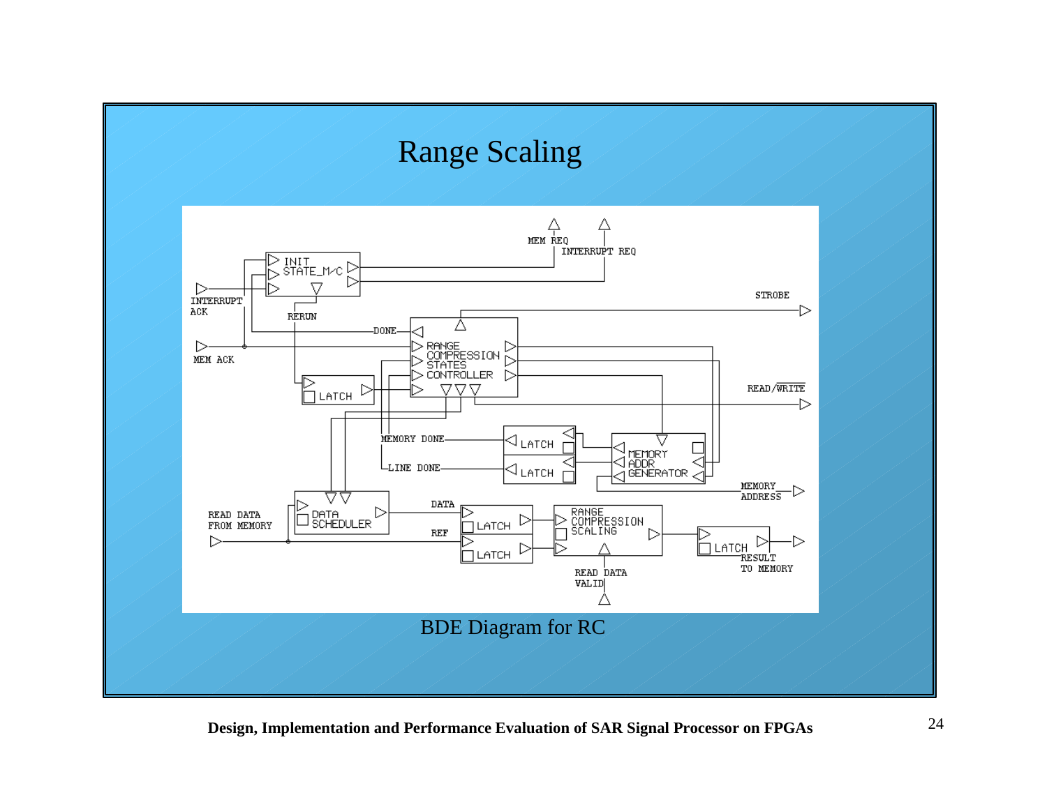# Range Scaling

INIT STATE_M/C

MEM REQ

INTERRUPT REQ

INTERRUPT ACK

RERUN

STROBE

DONE

RANGE COMPRESSION STATES CONTROLLER

MEM ACK

LATCH

READ/$\overline{\text{WRITE}}$

MEMORY DONE

LATCH

MEMORY ADDR GENERATOR

LINE DONE

LATCH

MEMORY ADDRESS

DATA SCHEDULER

DATA

READ DATA FROM MEMORY

LATCH

RANGE COMPRESSION SCALING

REF

LATCH

LATCH

RESULT TO MEMORY

READ DATA VALID

BDE Diagram for RC

**Design, Implementation and Performance Evaluation of SAR Signal Processor on FPGAs**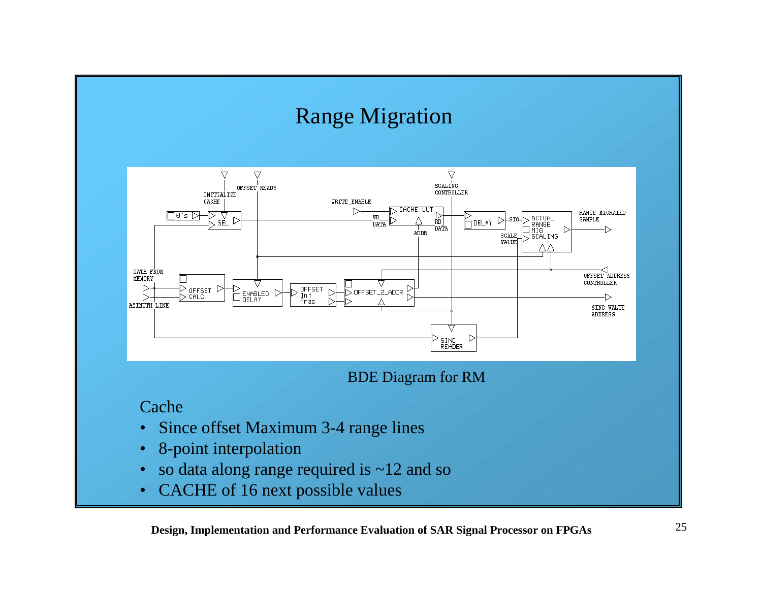# Range Migration

INITIALIZE CACHE

OFFSET READY

SCALING CONTROLLER

WRITE_ENABLE

0's

SEL

CACHE_LUT

WR DATA

ADDR

RD DATA

DELAY

SIG

ACTUAL RANGE MIG SCALING

SCALE VALUE

RANGE MIGRATED SAMPLE

DATA FROM MEMORY

AZIMUTH LINE

OFFSET CALC

ENABLED DELAY

OFFSET Int Frac

OFFSET_2_ADDR

OFFSET ADDRESS CONTROLLER

SINC VALUE ADDRESS

SINC READER

BDE Diagram for RM

Cache

- Since offset Maximum 3-4 range lines
- 8-point interpolation
- so data along range required is ~12 and so
- CACHE of 16 next possible values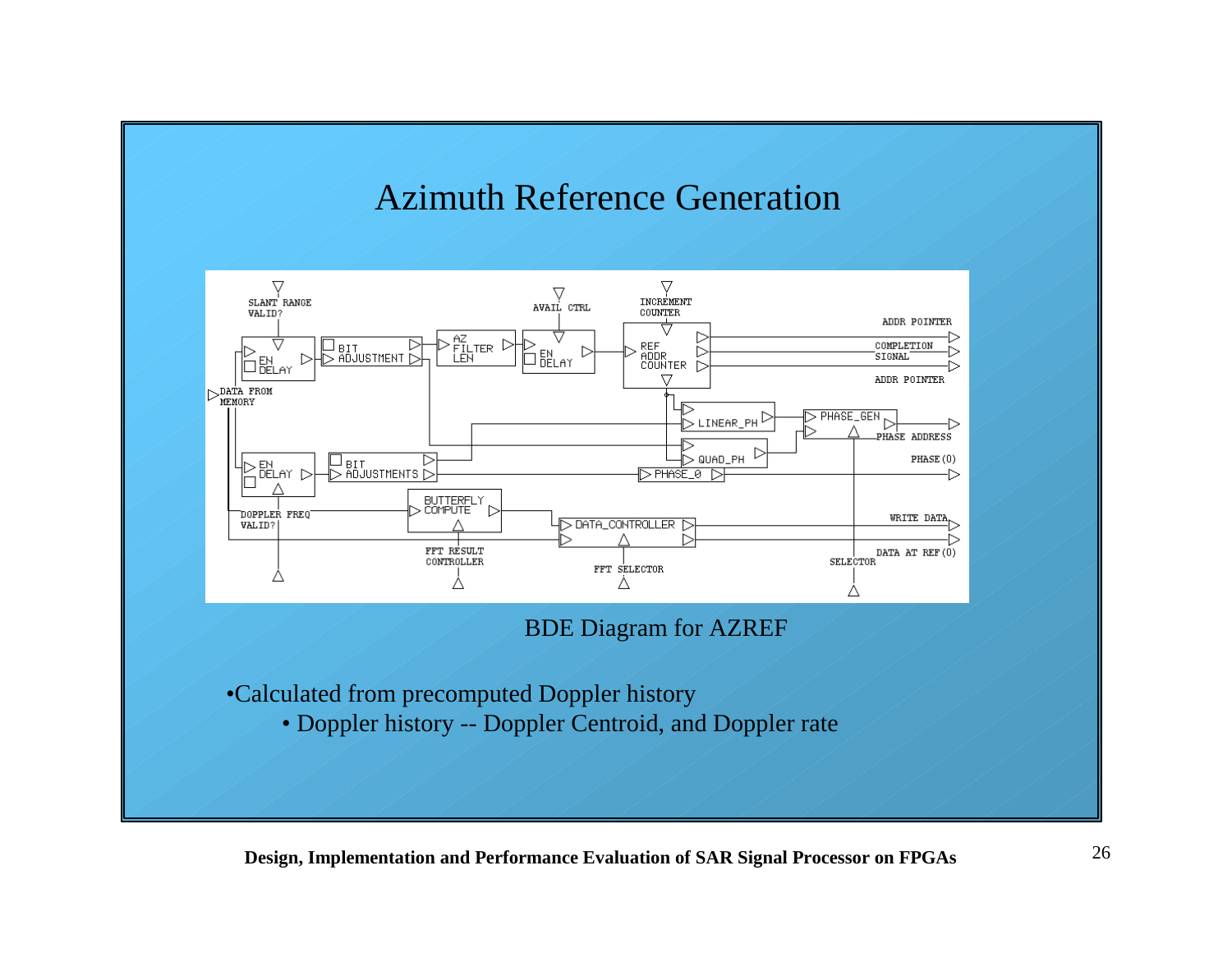# Azimuth Reference Generation

SLANT RANGE VALID?

AVAIL CTRL

INCREMENT COUNTER

ADDR POINTER

COMPLETION SIGNAL

ADDR POINTER

EN DELAY

BIT ADJUSTMENT

AZ FILTER LEN

EN DELAY

REF ADDR COUNTER

DATA FROM MEMORY

LINEAR_PH

PHASE_GEN

PHASE ADDRESS

EN DELAY

BIT ADJUSTMENTS

QUAD_PH

PHASE (0)

PHASE_0

BUTTERFLY COMPUTE

DOPPLER FREQ VALID?

DATA_CONTROLLER

WRITE DATA

FFT RESULT CONTROLLER

FFT SELECTOR

SELECTOR

DATA AT REF (0)

BDE Diagram for AZREF

- Calculated from precomputed Doppler history
  - Doppler history -- Doppler Centroid, and Doppler rate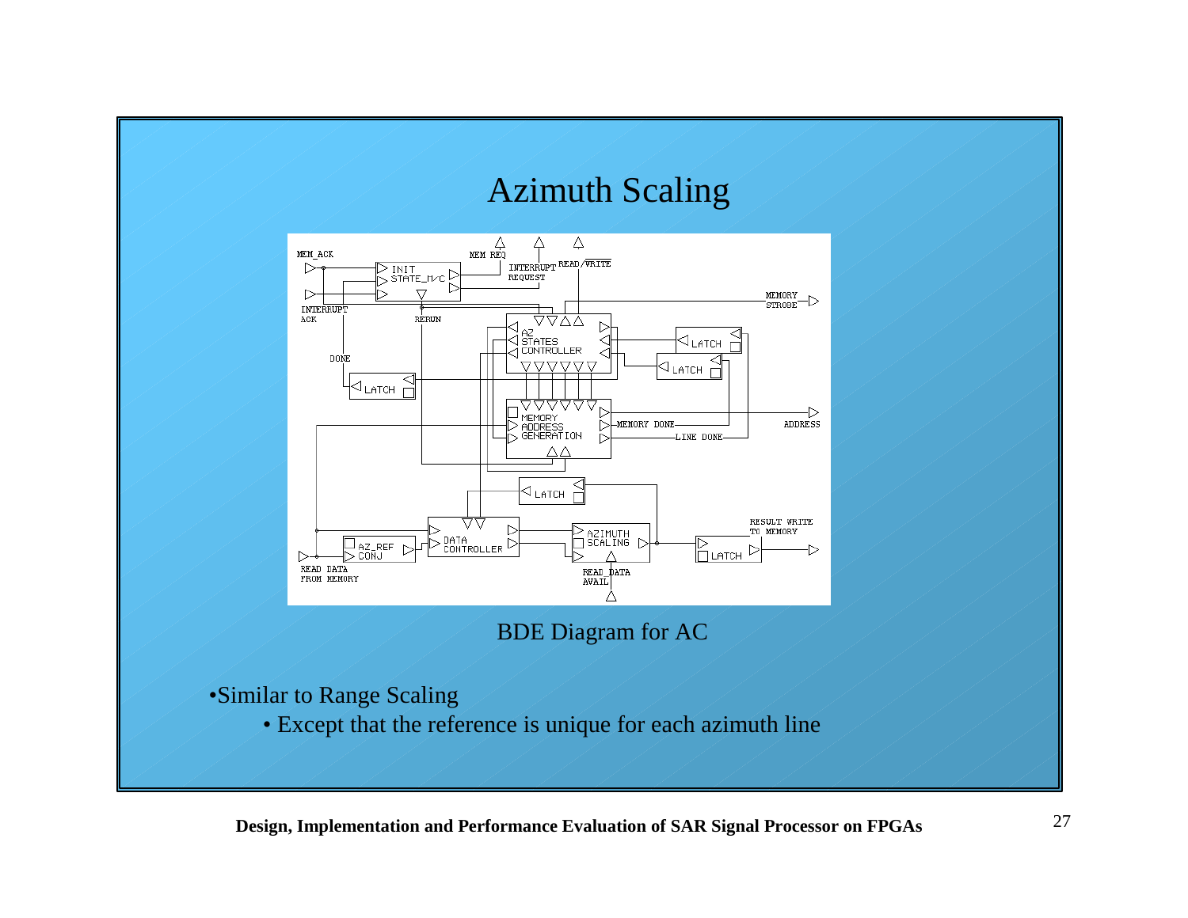# Azimuth Scaling

MEM_ACK
MEM REQ
INTERRUPT REQUEST
READ/WRITE
INIT STATE_M/C
INTERRUPT ACK
RERUN
MEMORY STROBE
AZ STATES CONTROLLER
LATCH
LATCH
DONE
LATCH
MEMORY ADDRESS GENERATION
MEMORY DONE
LINE DONE
ADDRESS
LATCH
RESULT WRITE TO MEMORY
AZ_REF CONJ
DATA CONTROLLER
AZIMUTH SCALING
LATCH
READ DATA FROM MEMORY
READ_DATA AVAIL

BDE Diagram for AC

- Similar to Range Scaling
  - Except that the reference is unique for each azimuth line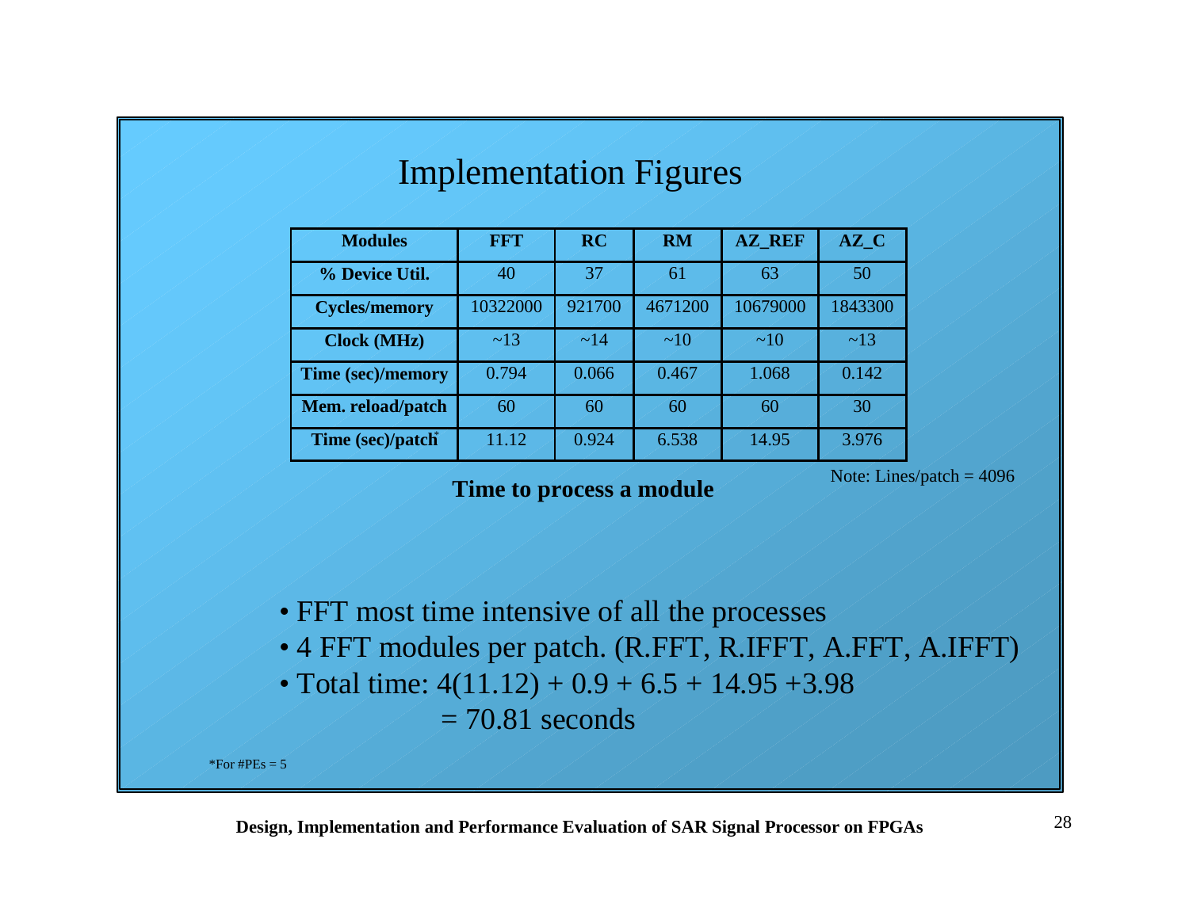# Implementation Figures

| Modules | FFT | RC | RM | AZ_REF | AZ_C |
|---|---|---|---|---|---|
| **% Device Util.** | 40 | 37 | 61 | 63 | 50 |
| **Cycles/memory** | 10322000 | 921700 | 4671200 | 10679000 | 1843300 |
| **Clock (MHz)** | ~13 | ~14 | ~10 | ~10 | ~13 |
| **Time (sec)/memory** | 0.794 | 0.066 | 0.467 | 1.068 | 0.142 |
| **Mem. reload/patch** | 60 | 60 | 60 | 60 | 30 |
| **Time (sec)/patch*** | 11.12 | 0.924 | 6.538 | 14.95 | 3.976 |

**Time to process a module**

Note: Lines/patch = 4096

- FFT most time intensive of all the processes
- 4 FFT modules per patch. (R.FFT, R.IFFT, A.FFT, A.IFFT)
- Total time: 4(11.12) + 0.9 + 6.5 + 14.95 +3.98

  = 70.81 seconds

*For #PEs = 5

**Design, Implementation and Performance Evaluation of SAR Signal Processor on FPGAs**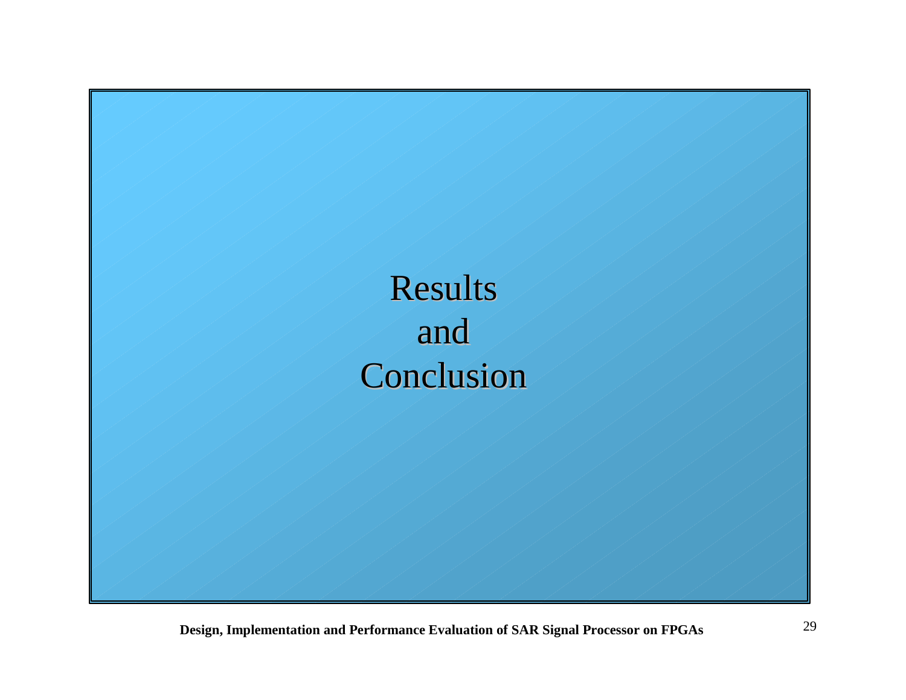# Results and Conclusion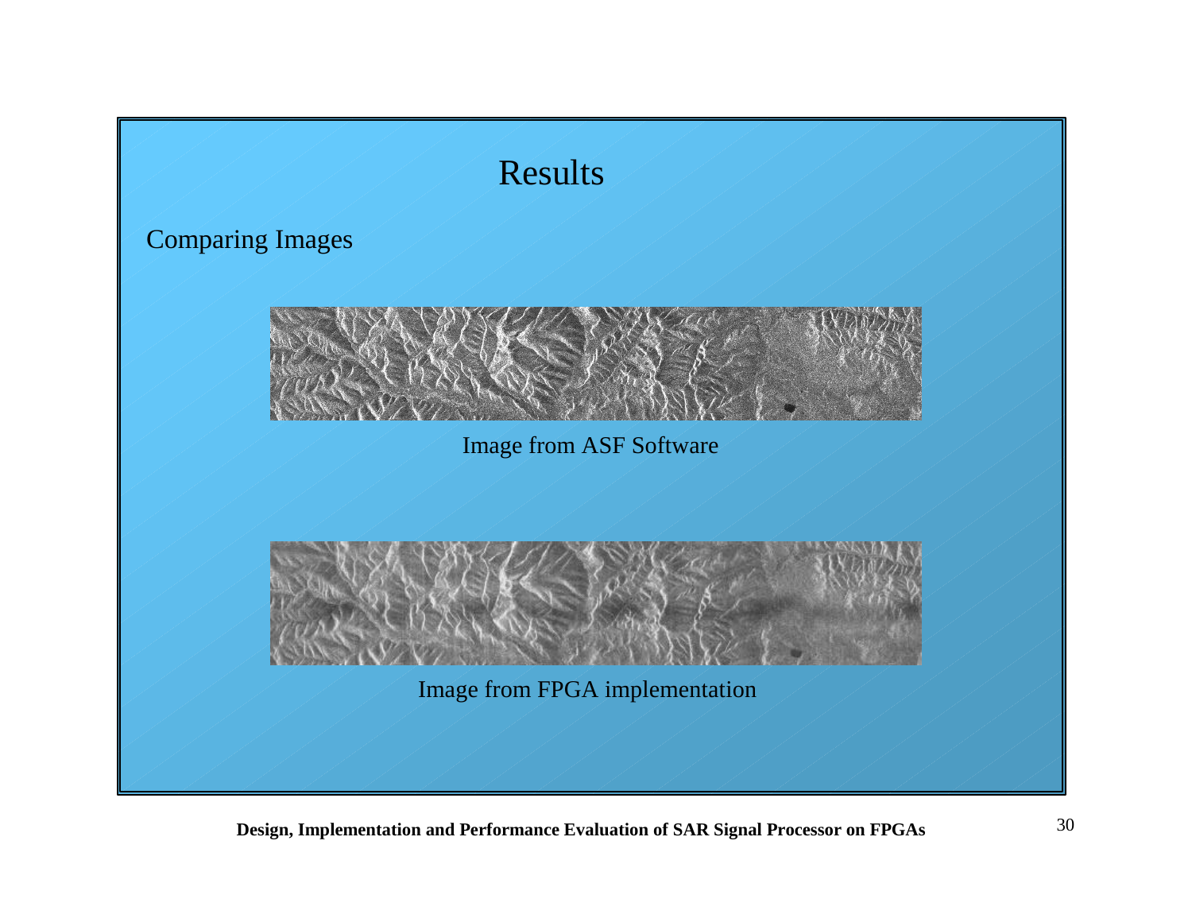# Results

Comparing Images

Image from ASF Software

Image from FPGA implementation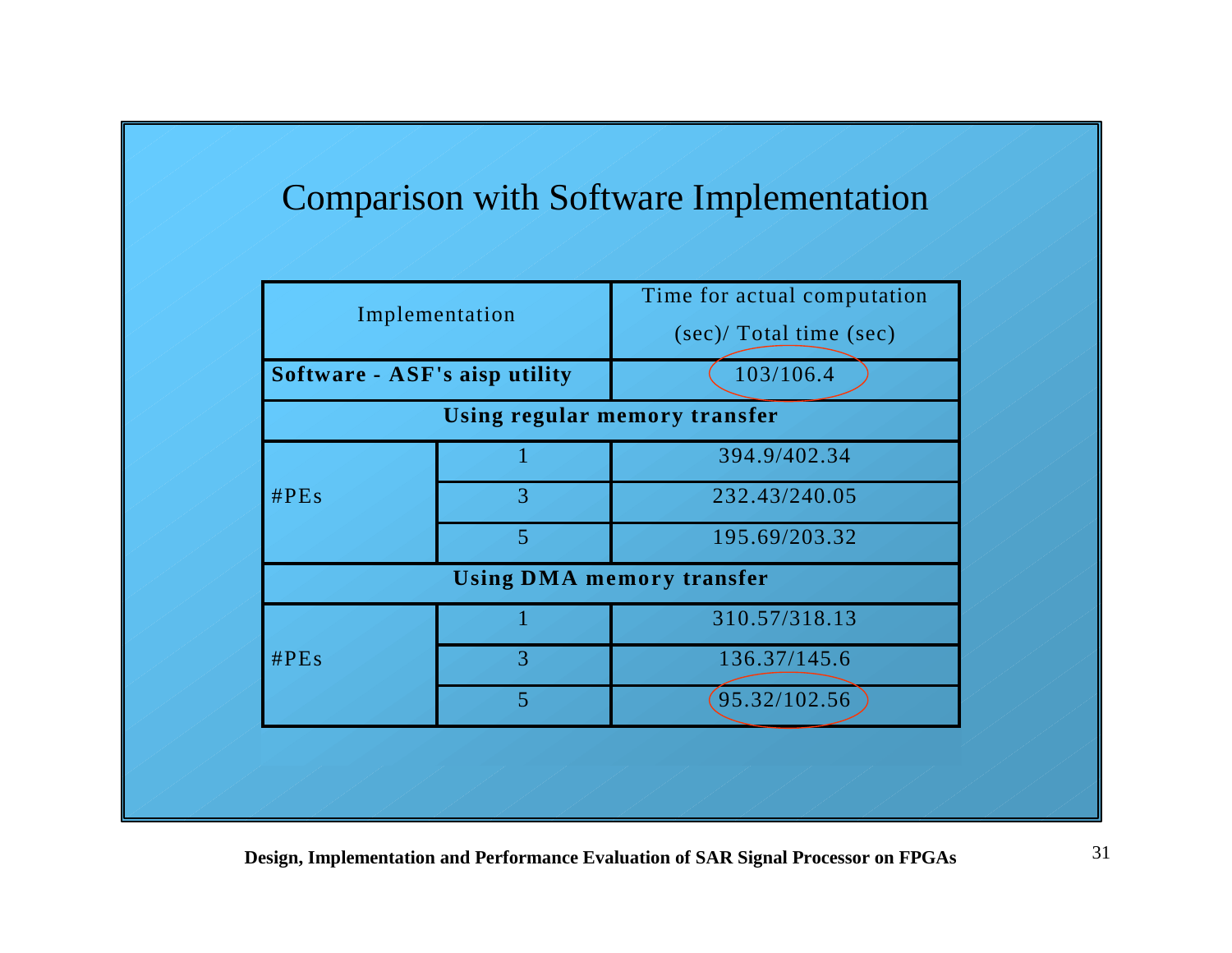# Comparison with Software Implementation

| Implementation | | Time for actual computation (sec)/ Total time (sec) |
|---|---|---|
| **Software - ASF's aisp utility** | | 103/106.4 |
| **Using regular memory transfer** | | |
| #PEs | 1 | 394.9/402.34 |
| | 3 | 232.43/240.05 |
| | 5 | 195.69/203.32 |
| **Using DMA memory transfer** | | |
| #PEs | 1 | 310.57/318.13 |
| | 3 | 136.37/145.6 |
| | 5 | 95.32/102.56 |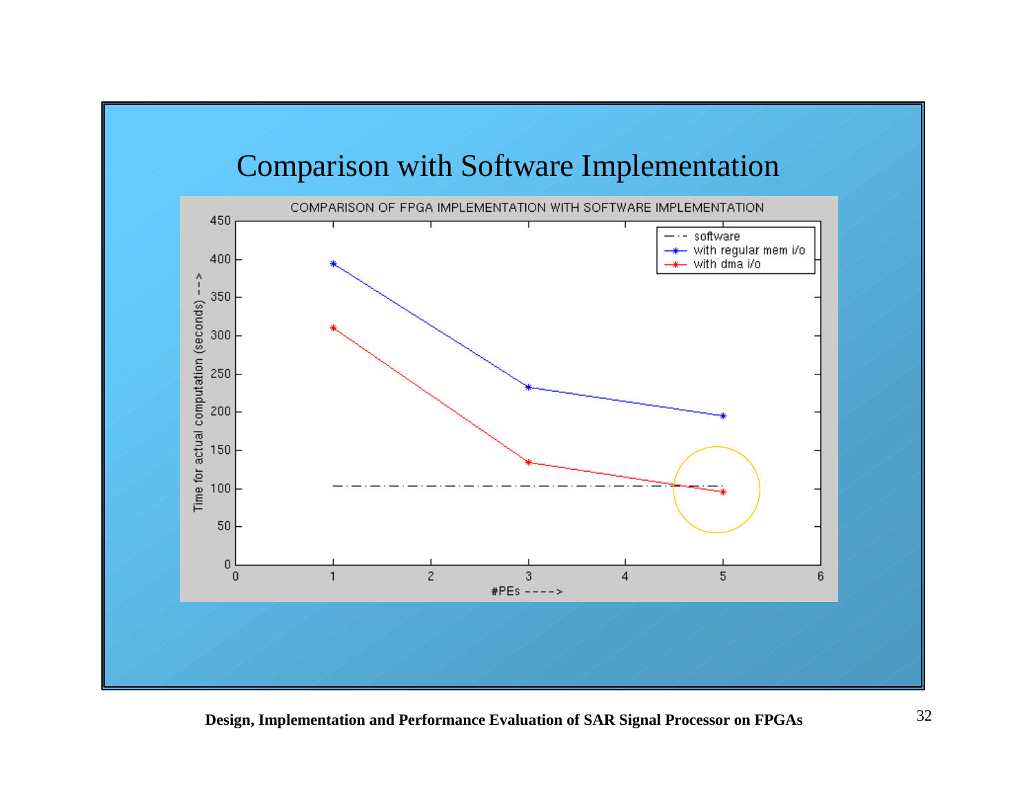# Comparison with Software Implementation

COMPARISON OF FPGA IMPLEMENTATION WITH SOFTWARE IMPLEMENTATION

Time for actual computation (seconds) -->

450
400
350
300
250
200
150
100
50
0

0 1 2 3 4 5 6

#PEs ---->

software
with regular mem i/o
with dma i/o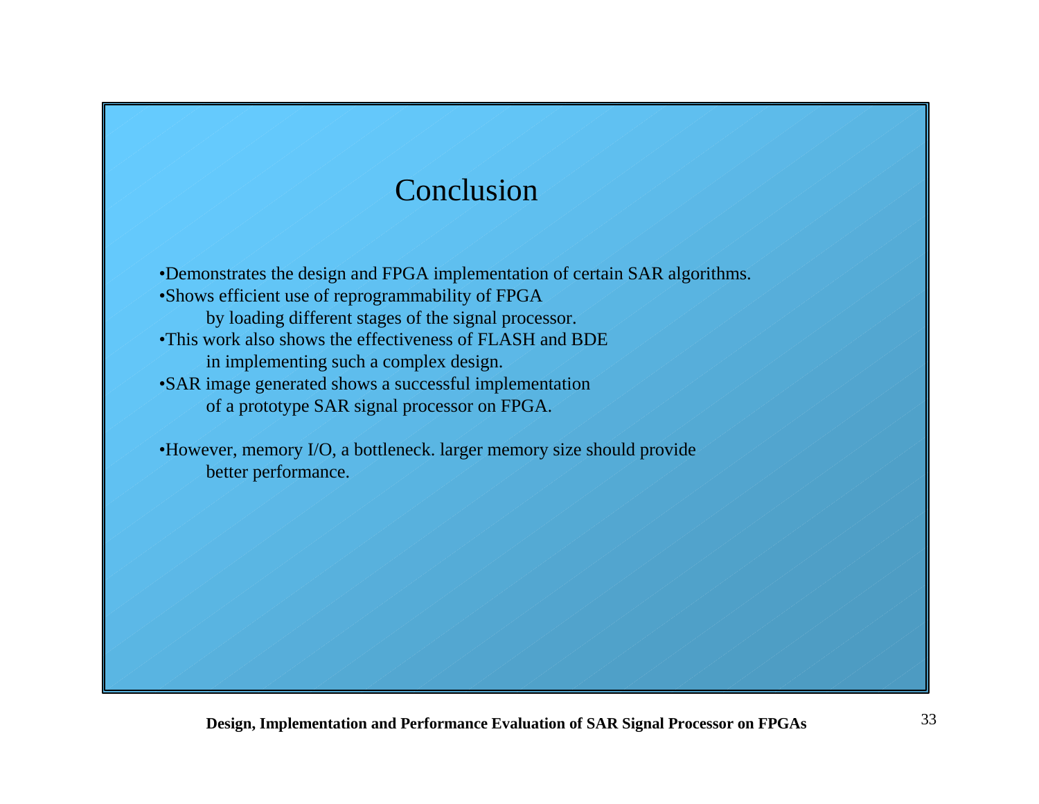# Conclusion

- Demonstrates the design and FPGA implementation of certain SAR algorithms.
- Shows efficient use of reprogrammability of FPGA by loading different stages of the signal processor.
- This work also shows the effectiveness of FLASH and BDE in implementing such a complex design.
- SAR image generated shows a successful implementation of a prototype SAR signal processor on FPGA.

- However, memory I/O, a bottleneck. larger memory size should provide better performance.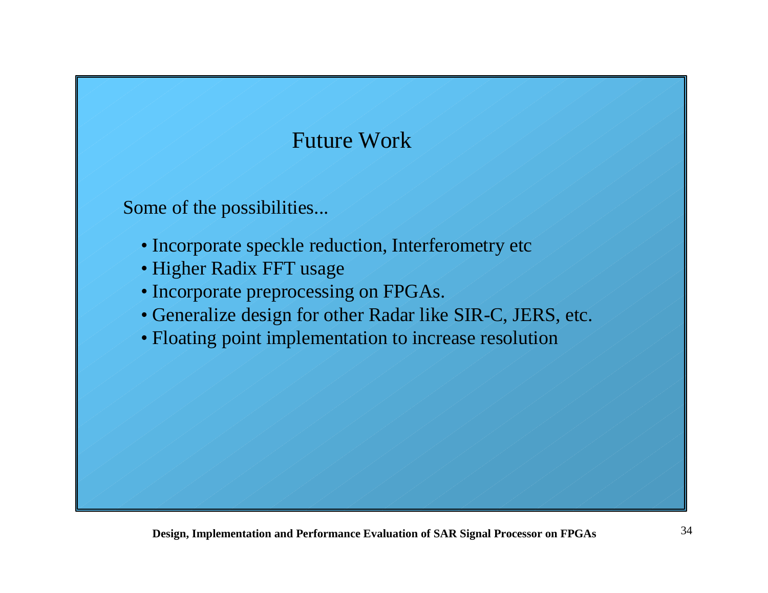# Future Work

Some of the possibilities...

- Incorporate speckle reduction, Interferometry etc
- Higher Radix FFT usage
- Incorporate preprocessing on FPGAs.
- Generalize design for other Radar like SIR-C, JERS, etc.
- Floating point implementation to increase resolution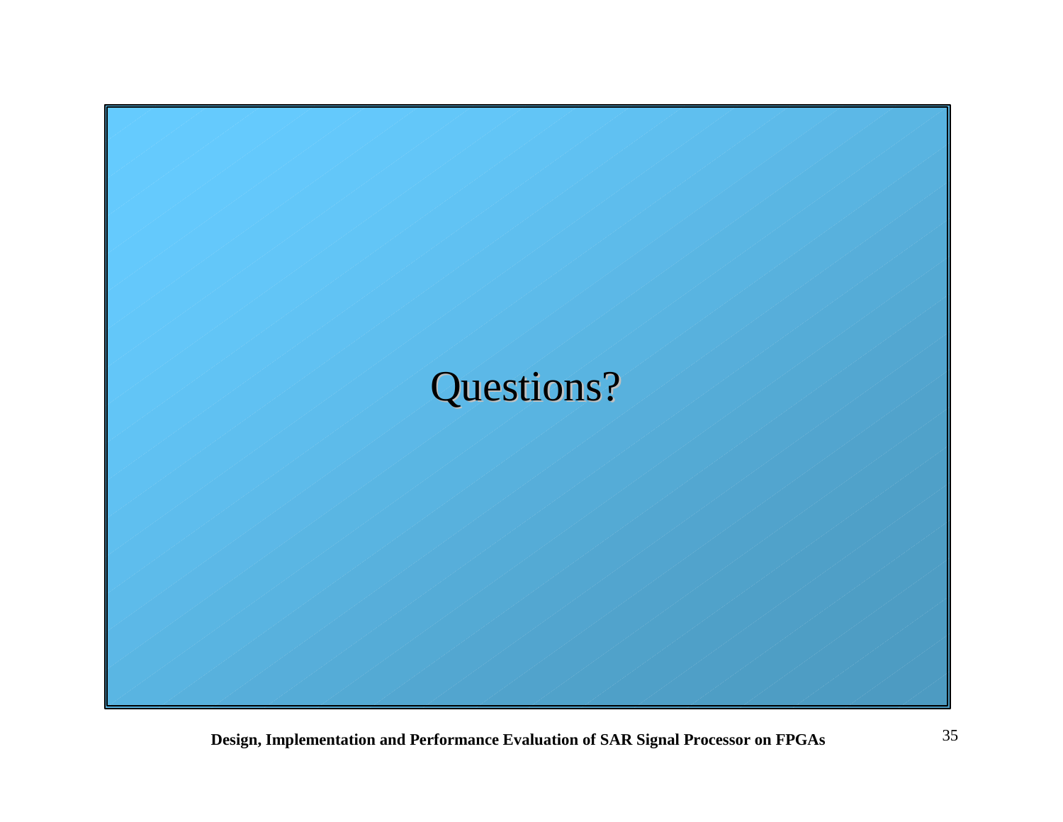# Questions?